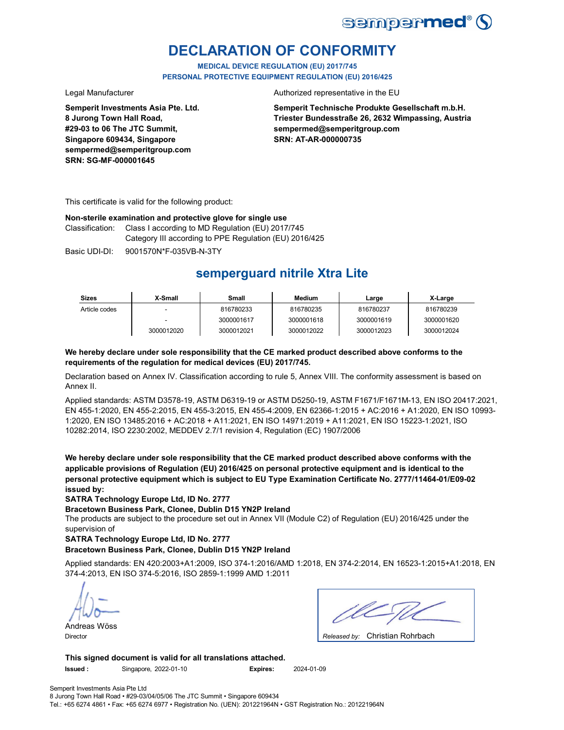# DECLARATION OF CONFORMITY

**MEDICAL DEVICE REGULATION (EU) 2017/745**
**PERSONAL PROTECTIVE EQUIPMENT REGULATION (EU) 2016/425**

Legal Manufacturer

**Semperit Investments Asia Pte. Ltd.**
**8 Jurong Town Hall Road,**
**#29-03 to 06 The JTC Summit,**
**Singapore 609434, Singapore**
**sempermed@semperitgroup.com**
**SRN: SG-MF-000001645**

Authorized representative in the EU

**Semperit Technische Produkte Gesellschaft m.b.H.**
**Triester Bundesstraße 26, 2632 Wimpassing, Austria**
**sempermed@semperitgroup.com**
**SRN: AT-AR-000000735**

This certificate is valid for the following product:

**Non-sterile examination and protective glove for single use**

Classification: Class I according to MD Regulation (EU) 2017/745
Category III according to PPE Regulation (EU) 2016/425

Basic UDI-DI: 9001570N*F-035VB-N-3TY

## semperguard nitrile Xtra Lite

| Sizes | X-Small | Small | Medium | Large | X-Large |
|---|---|---|---|---|---|
| Article codes | - | 816780233 | 816780235 | 816780237 | 816780239 |
| | - | 3000001617 | 3000001618 | 3000001619 | 3000001620 |
| | 3000012020 | 3000012021 | 3000012022 | 3000012023 | 3000012024 |

**We hereby declare under sole responsibility that the CE marked product described above conforms to the requirements of the regulation for medical devices (EU) 2017/745.**

Declaration based on Annex IV. Classification according to rule 5, Annex VIII. The conformity assessment is based on Annex II.

Applied standards: ASTM D3578-19, ASTM D6319-19 or ASTM D5250-19, ASTM F1671/F1671M-13, EN ISO 20417:2021, EN 455-1:2020, EN 455-2:2015, EN 455-3:2015, EN 455-4:2009, EN 62366-1:2015 + AC:2016 + A1:2020, EN ISO 10993-1:2020, EN ISO 13485:2016 + AC:2018 + A11:2021, EN ISO 14971:2019 + A11:2021, EN ISO 15223-1:2021, ISO 10282:2014, ISO 2230:2002, MEDDEV 2.7/1 revision 4, Regulation (EC) 1907/2006

**We hereby declare under sole responsibility that the CE marked product described above conforms with the applicable provisions of Regulation (EU) 2016/425 on personal protective equipment and is identical to the personal protective equipment which is subject to EU Type Examination Certificate No. 2777/11464-01/E09-02 issued by:**

**SATRA Technology Europe Ltd, ID No. 2777**
**Bracetown Business Park, Clonee, Dublin D15 YN2P Ireland**

The products are subject to the procedure set out in Annex VII (Module C2) of Regulation (EU) 2016/425 under the supervision of

**SATRA Technology Europe Ltd, ID No. 2777**
**Bracetown Business Park, Clonee, Dublin D15 YN2P Ireland**

Applied standards: EN 420:2003+A1:2009, ISO 374-1:2016/AMD 1:2018, EN 374-2:2014, EN 16523-1:2015+A1:2018, EN 374-4:2013, EN ISO 374-5:2016, ISO 2859-1:1999 AMD 1:2011

Andreas Wöss
Director

*Released by:* Christian Rohrbach

**This signed document is valid for all translations attached.**

**Issued :** Singapore, 2022-01-10 **Expires:** 2024-01-09

Semperit Investments Asia Pte Ltd
8 Jurong Town Hall Road • #29-03/04/05/06 The JTC Summit • Singapore 609434
Tel.: +65 6274 4861 • Fax: +65 6274 6977 • Registration No. (UEN): 201221964N • GST Registration No.: 201221964N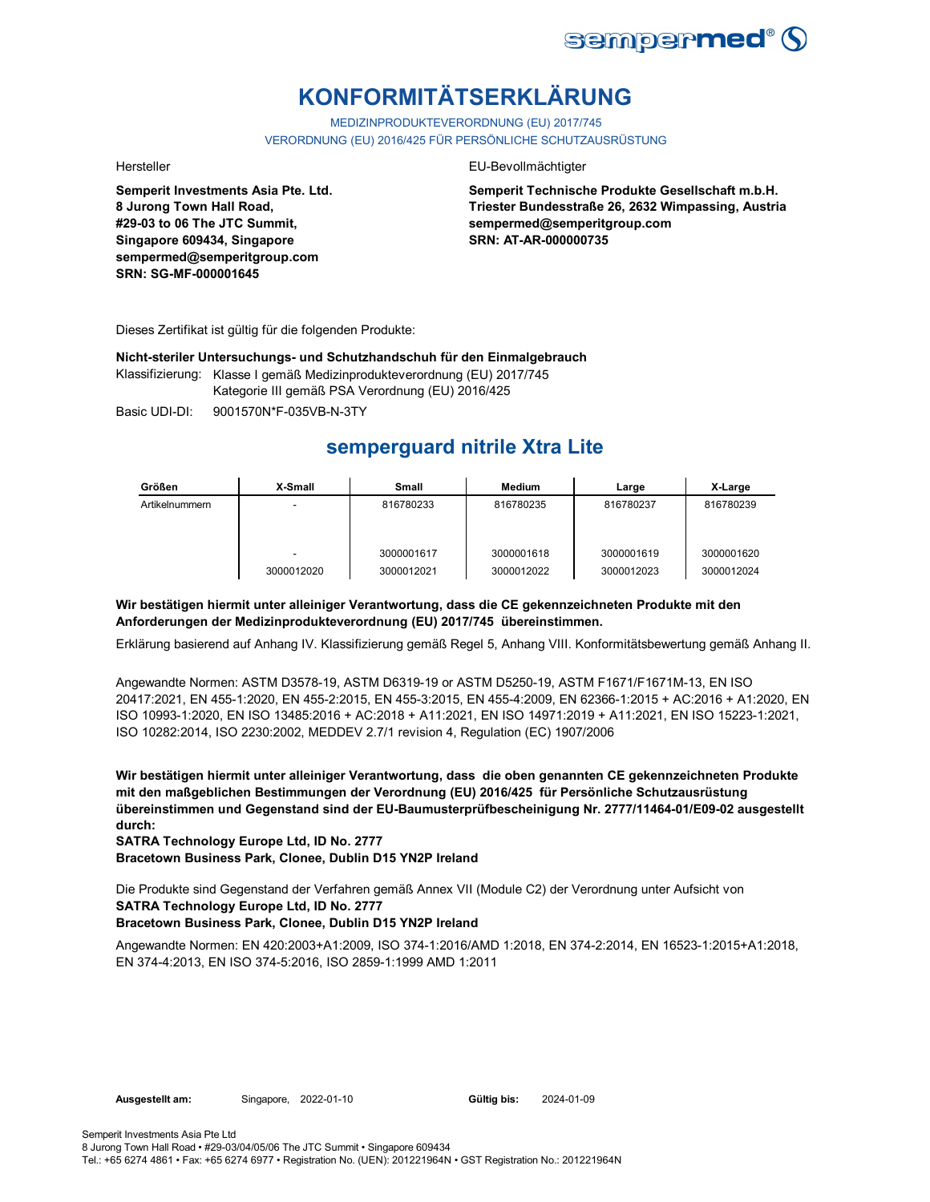# KONFORMITÄTSERKLÄRUNG

MEDIZINPRODUKTEVERORDNUNG (EU) 2017/745
VERORDNUNG (EU) 2016/425 FÜR PERSÖNLICHE SCHUTZAUSRÜSTUNG

Hersteller

**Semperit Investments Asia Pte. Ltd.**
**8 Jurong Town Hall Road,**
**#29-03 to 06 The JTC Summit,**
**Singapore 609434, Singapore**
**sempermed@semperitgroup.com**
**SRN: SG-MF-000001645**

EU-Bevollmächtigter

**Semperit Technische Produkte Gesellschaft m.b.H.**
**Triester Bundesstraße 26, 2632 Wimpassing, Austria**
**sempermed@semperitgroup.com**
**SRN: AT-AR-000000735**

Dieses Zertifikat ist gültig für die folgenden Produkte:

**Nicht-steriler Untersuchungs- und Schutzhandschuh für den Einmalgebrauch**

Klassifizierung: Klasse I gemäß Medizinprodukteverordnung (EU) 2017/745
Kategorie III gemäß PSA Verordnung (EU) 2016/425

Basic UDI-DI: 9001570N*F-035VB-N-3TY

## semperguard nitrile Xtra Lite

| Größen | X-Small | Small | Medium | Large | X-Large |
|---|---|---|---|---|---|
| Artikelnummern | - | 816780233 | 816780235 | 816780237 | 816780239 |
| | - | 3000001617 | 3000001618 | 3000001619 | 3000001620 |
| | 3000012020 | 3000012021 | 3000012022 | 3000012023 | 3000012024 |

**Wir bestätigen hiermit unter alleiniger Verantwortung, dass die CE gekennzeichneten Produkte mit den Anforderungen der Medizinprodukteverordnung (EU) 2017/745 übereinstimmen.**

Erklärung basierend auf Anhang IV. Klassifizierung gemäß Regel 5, Anhang VIII. Konformitätsbewertung gemäß Anhang II.

Angewandte Normen: ASTM D3578-19, ASTM D6319-19 or ASTM D5250-19, ASTM F1671/F1671M-13, EN ISO 20417:2021, EN 455-1:2020, EN 455-2:2015, EN 455-3:2015, EN 455-4:2009, EN 62366-1:2015 + AC:2016 + A1:2020, EN ISO 10993-1:2020, EN ISO 13485:2016 + AC:2018 + A11:2021, EN ISO 14971:2019 + A11:2021, EN ISO 15223-1:2021, ISO 10282:2014, ISO 2230:2002, MEDDEV 2.7/1 revision 4, Regulation (EC) 1907/2006

**Wir bestätigen hiermit unter alleiniger Verantwortung, dass die oben genannten CE gekennzeichneten Produkte mit den maßgeblichen Bestimmungen der Verordnung (EU) 2016/425 für Persönliche Schutzausrüstung übereinstimmen und Gegenstand sind der EU-Baumusterprüfbescheinigung Nr. 2777/11464-01/E09-02 ausgestellt durch:**
**SATRA Technology Europe Ltd, ID No. 2777**
**Bracetown Business Park, Clonee, Dublin D15 YN2P Ireland**

Die Produkte sind Gegenstand der Verfahren gemäß Annex VII (Module C2) der Verordnung unter Aufsicht von
**SATRA Technology Europe Ltd, ID No. 2777**
**Bracetown Business Park, Clonee, Dublin D15 YN2P Ireland**

Angewandte Normen: EN 420:2003+A1:2009, ISO 374-1:2016/AMD 1:2018, EN 374-2:2014, EN 16523-1:2015+A1:2018, EN 374-4:2013, EN ISO 374-5:2016, ISO 2859-1:1999 AMD 1:2011

**Ausgestellt am:** Singapore, 2022-01-10 **Gültig bis:** 2024-01-09

Semperit Investments Asia Pte Ltd
8 Jurong Town Hall Road • #29-03/04/05/06 The JTC Summit • Singapore 609434
Tel.: +65 6274 4861 • Fax: +65 6274 6977 • Registration No. (UEN): 201221964N • GST Registration No.: 201221964N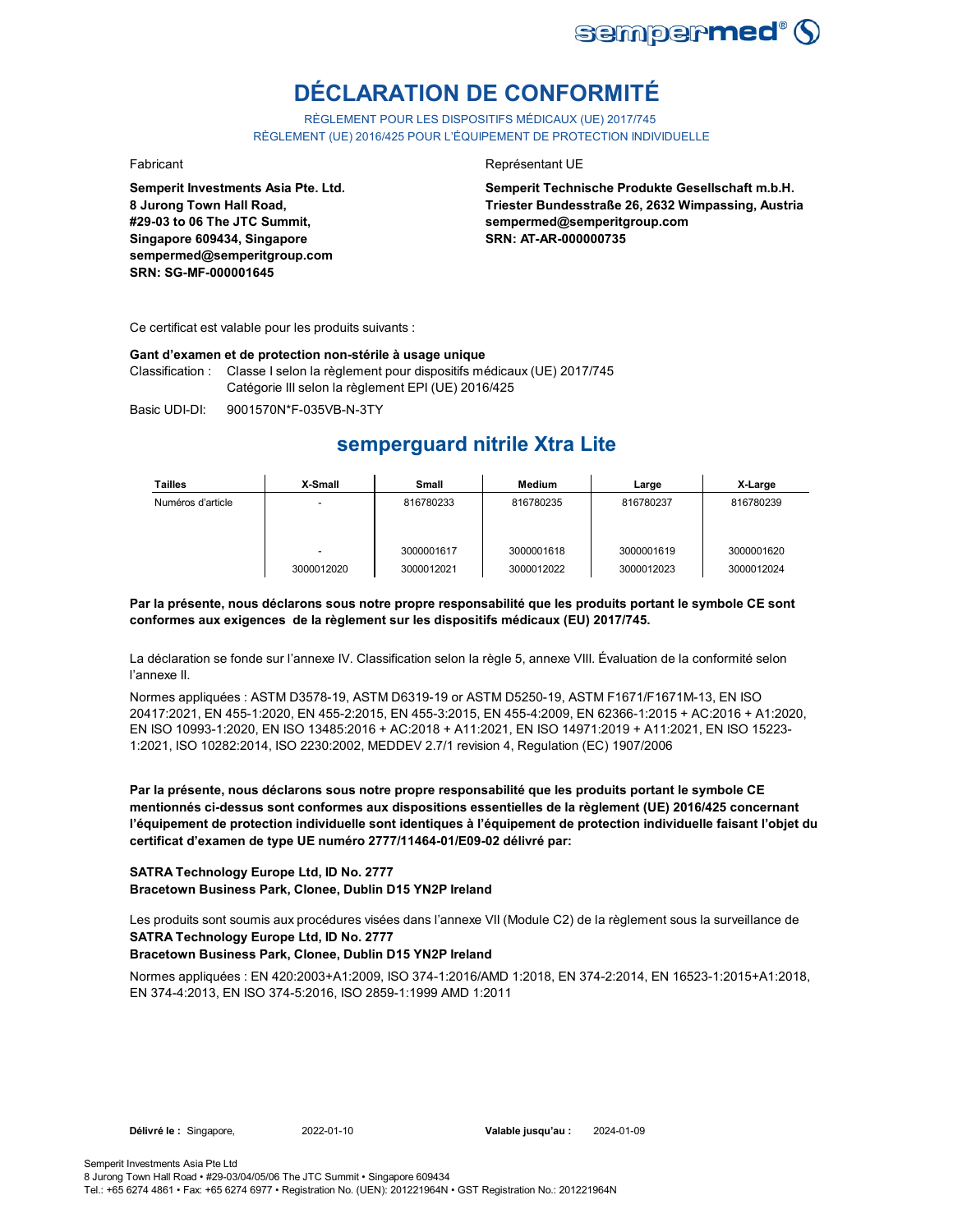# DÉCLARATION DE CONFORMITÉ

RÈGLEMENT POUR LES DISPOSITIFS MÉDICAUX (UE) 2017/745
RÈGLEMENT (UE) 2016/425 POUR L'ÉQUIPEMENT DE PROTECTION INDIVIDUELLE

Fabricant

**Semperit Investments Asia Pte. Ltd.**
**8 Jurong Town Hall Road,**
**#29-03 to 06 The JTC Summit,**
**Singapore 609434, Singapore**
**sempermed@semperitgroup.com**
**SRN: SG-MF-000001645**

Représentant UE

**Semperit Technische Produkte Gesellschaft m.b.H.**
**Triester Bundesstraße 26, 2632 Wimpassing, Austria**
**sempermed@semperitgroup.com**
**SRN: AT-AR-000000735**

Ce certificat est valable pour les produits suivants :

**Gant d'examen et de protection non-stérile à usage unique**

Classification : Classe I selon la règlement pour dispositifs médicaux (UE) 2017/745
Catégorie III selon la règlement EPI (UE) 2016/425

Basic UDI-DI: 9001570N*F-035VB-N-3TY

## semperguard nitrile Xtra Lite

| Tailles | X-Small | Small | Medium | Large | X-Large |
|---|---|---|---|---|---|
| Numéros d'article | - | 816780233 | 816780235 | 816780237 | 816780239 |
| | - | 3000001617 | 3000001618 | 3000001619 | 3000001620 |
| | 3000012020 | 3000012021 | 3000012022 | 3000012023 | 3000012024 |

**Par la présente, nous déclarons sous notre propre responsabilité que les produits portant le symbole CE sont conformes aux exigences de la règlement sur les dispositifs médicaux (EU) 2017/745.**

La déclaration se fonde sur l'annexe IV. Classification selon la règle 5, annexe VIII. Évaluation de la conformité selon l'annexe II.

Normes appliquées : ASTM D3578-19, ASTM D6319-19 or ASTM D5250-19, ASTM F1671/F1671M-13, EN ISO 20417:2021, EN 455-1:2020, EN 455-2:2015, EN 455-3:2015, EN 455-4:2009, EN 62366-1:2015 + AC:2016 + A1:2020, EN ISO 10993-1:2020, EN ISO 13485:2016 + AC:2018 + A11:2021, EN ISO 14971:2019 + A11:2021, EN ISO 15223-1:2021, ISO 10282:2014, ISO 2230:2002, MEDDEV 2.7/1 revision 4, Regulation (EC) 1907/2006

**Par la présente, nous déclarons sous notre propre responsabilité que les produits portant le symbole CE mentionnés ci-dessus sont conformes aux dispositions essentielles de la règlement (UE) 2016/425 concernant l'équipement de protection individuelle sont identiques à l'équipement de protection individuelle faisant l'objet du certificat d'examen de type UE numéro 2777/11464-01/E09-02 délivré par:**

**SATRA Technology Europe Ltd, ID No. 2777**
**Bracetown Business Park, Clonee, Dublin D15 YN2P Ireland**

Les produits sont soumis aux procédures visées dans l'annexe VII (Module C2) de la règlement sous la surveillance de
**SATRA Technology Europe Ltd, ID No. 2777**
**Bracetown Business Park, Clonee, Dublin D15 YN2P Ireland**

Normes appliquées : EN 420:2003+A1:2009, ISO 374-1:2016/AMD 1:2018, EN 374-2:2014, EN 16523-1:2015+A1:2018, EN 374-4:2013, EN ISO 374-5:2016, ISO 2859-1:1999 AMD 1:2011

**Délivré le :** Singapore, 2022-01-10 **Valable jusqu'au :** 2024-01-09

Semperit Investments Asia Pte Ltd
8 Jurong Town Hall Road • #29-03/04/05/06 The JTC Summit • Singapore 609434
Tel.: +65 6274 4861 • Fax: +65 6274 6977 • Registration No. (UEN): 201221964N • GST Registration No.: 201221964N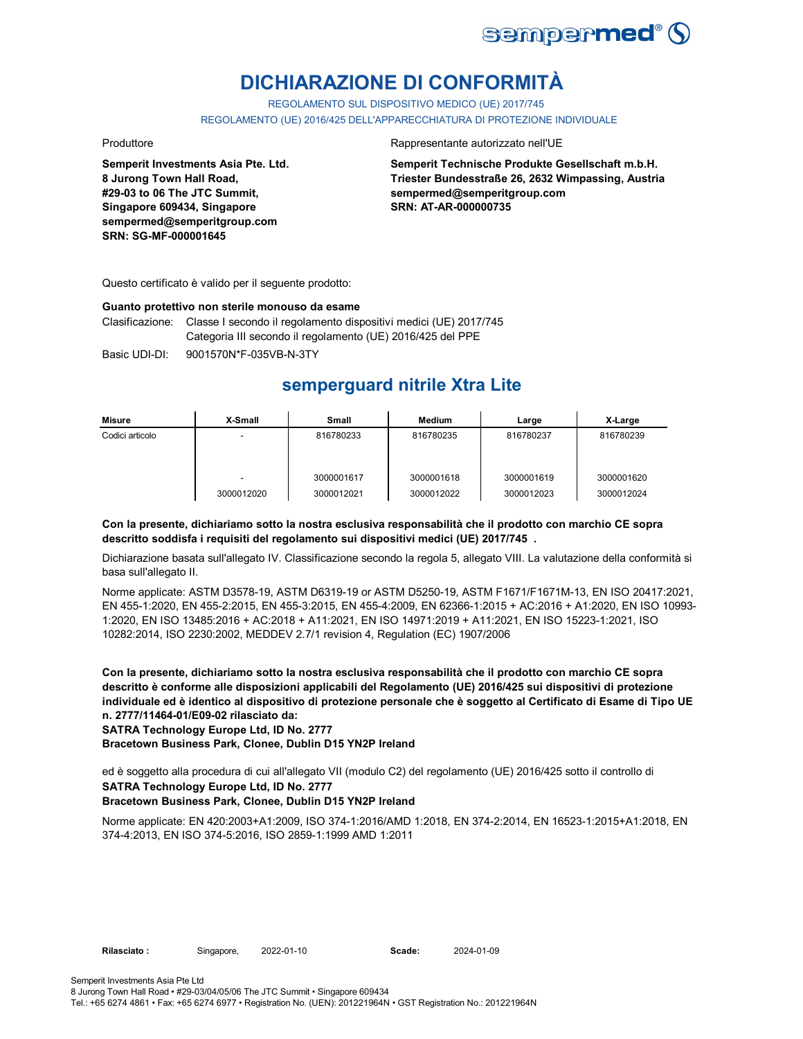# DICHIARAZIONE DI CONFORMITÀ

REGOLAMENTO SUL DISPOSITIVO MEDICO (UE) 2017/745

REGOLAMENTO (UE) 2016/425 DELL'APPARECCHIATURA DI PROTEZIONE INDIVIDUALE

Produttore

**Semperit Investments Asia Pte. Ltd.**
**8 Jurong Town Hall Road,**
**#29-03 to 06 The JTC Summit,**
**Singapore 609434, Singapore**
**sempermed@semperitgroup.com**
**SRN: SG-MF-000001645**

Rappresentante autorizzato nell'UE

**Semperit Technische Produkte Gesellschaft m.b.H.**
**Triester Bundesstraße 26, 2632 Wimpassing, Austria**
**sempermed@semperitgroup.com**
**SRN: AT-AR-000000735**

Questo certificato è valido per il seguente prodotto:

**Guanto protettivo non sterile monouso da esame**

Clasificazione: Classe I secondo il regolamento dispositivi medici (UE) 2017/745
Categoria III secondo il regolamento (UE) 2016/425 del PPE

Basic UDI-DI: 9001570N*F-035VB-N-3TY

## semperguard nitrile Xtra Lite

| Misure | X-Small | Small | Medium | Large | X-Large |
|---|---|---|---|---|---|
| Codici articolo | - | 816780233 | 816780235 | 816780237 | 816780239 |
| | - | 3000001617 | 3000001618 | 3000001619 | 3000001620 |
| | 3000012020 | 3000012021 | 3000012022 | 3000012023 | 3000012024 |

**Con la presente, dichiariamo sotto la nostra esclusiva responsabilità che il prodotto con marchio CE sopra descritto soddisfa i requisiti del regolamento sui dispositivi medici (UE) 2017/745 .**

Dichiarazione basata sull'allegato IV. Classificazione secondo la regola 5, allegato VIII. La valutazione della conformità si basa sull'allegato II.

Norme applicate: ASTM D3578-19, ASTM D6319-19 or ASTM D5250-19, ASTM F1671/F1671M-13, EN ISO 20417:2021, EN 455-1:2020, EN 455-2:2015, EN 455-3:2015, EN 455-4:2009, EN 62366-1:2015 + AC:2016 + A1:2020, EN ISO 10993-1:2020, EN ISO 13485:2016 + AC:2018 + A11:2021, EN ISO 14971:2019 + A11:2021, EN ISO 15223-1:2021, ISO 10282:2014, ISO 2230:2002, MEDDEV 2.7/1 revision 4, Regulation (EC) 1907/2006

**Con la presente, dichiariamo sotto la nostra esclusiva responsabilità che il prodotto con marchio CE sopra descritto è conforme alle disposizioni applicabili del Regolamento (UE) 2016/425 sui dispositivi di protezione individuale ed è identico al dispositivo di protezione personale che è soggetto al Certificato di Esame di Tipo UE n. 2777/11464-01/E09-02 rilasciato da:**
**SATRA Technology Europe Ltd, ID No. 2777**
**Bracetown Business Park, Clonee, Dublin D15 YN2P Ireland**

ed è soggetto alla procedura di cui all'allegato VII (modulo C2) del regolamento (UE) 2016/425 sotto il controllo di
**SATRA Technology Europe Ltd, ID No. 2777**
**Bracetown Business Park, Clonee, Dublin D15 YN2P Ireland**

Norme applicate: EN 420:2003+A1:2009, ISO 374-1:2016/AMD 1:2018, EN 374-2:2014, EN 16523-1:2015+A1:2018, EN 374-4:2013, EN ISO 374-5:2016, ISO 2859-1:1999 AMD 1:2011

**Rilasciato :** Singapore, 2022-01-10 **Scade:** 2024-01-09

Semperit Investments Asia Pte Ltd
8 Jurong Town Hall Road • #29-03/04/05/06 The JTC Summit • Singapore 609434
Tel.: +65 6274 4861 • Fax: +65 6274 6977 • Registration No. (UEN): 201221964N • GST Registration No.: 201221964N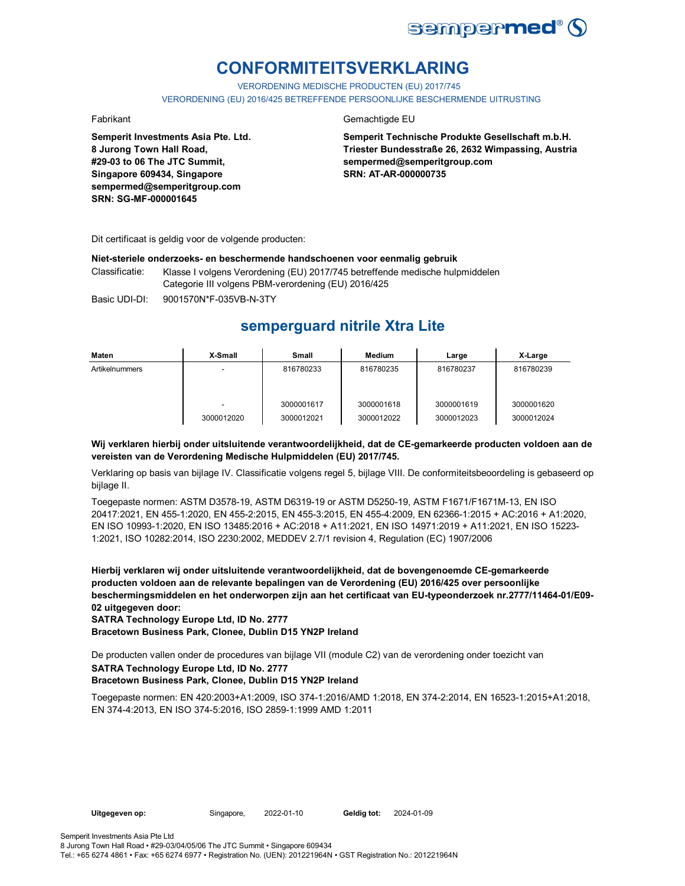# CONFORMITEITSVERKLARING

VERORDENING MEDISCHE PRODUCTEN (EU) 2017/745

VERORDENING (EU) 2016/425 BETREFFENDE PERSOONLIJKE BESCHERMENDE UITRUSTING

Fabrikant

**Semperit Investments Asia Pte. Ltd.**
**8 Jurong Town Hall Road,**
**#29-03 to 06 The JTC Summit,**
**Singapore 609434, Singapore**
**sempermed@semperitgroup.com**
**SRN: SG-MF-000001645**

Gemachtigde EU

**Semperit Technische Produkte Gesellschaft m.b.H.**
**Triester Bundesstraße 26, 2632 Wimpassing, Austria**
**sempermed@semperitgroup.com**
**SRN: AT-AR-000000735**

Dit certificaat is geldig voor de volgende producten:

**Niet-steriele onderzoeks- en beschermende handschoenen voor eenmalig gebruik**

Classificatie: Klasse I volgens Verordening (EU) 2017/745 betreffende medische hulpmiddelen
Categorie III volgens PBM-verordening (EU) 2016/425

Basic UDI-DI: 9001570N*F-035VB-N-3TY

## semperguard nitrile Xtra Lite

| Maten | X-Small | Small | Medium | Large | X-Large |
|---|---|---|---|---|---|
| Artikelnummers | - | 816780233 | 816780235 | 816780237 | 816780239 |
| | - | 3000001617 | 3000001618 | 3000001619 | 3000001620 |
| | 3000012020 | 3000012021 | 3000012022 | 3000012023 | 3000012024 |

**Wij verklaren hierbij onder uitsluitende verantwoordelijkheid, dat de CE-gemarkeerde producten voldoen aan de vereisten van de Verordening Medische Hulpmiddelen (EU) 2017/745.**

Verklaring op basis van bijlage IV. Classificatie volgens regel 5, bijlage VIII. De conformiteitsbeoordeling is gebaseerd op bijlage II.

Toegepaste normen: ASTM D3578-19, ASTM D6319-19 or ASTM D5250-19, ASTM F1671/F1671M-13, EN ISO 20417:2021, EN 455-1:2020, EN 455-2:2015, EN 455-3:2015, EN 455-4:2009, EN 62366-1:2015 + AC:2016 + A1:2020, EN ISO 10993-1:2020, EN ISO 13485:2016 + AC:2018 + A11:2021, EN ISO 14971:2019 + A11:2021, EN ISO 15223-1:2021, ISO 10282:2014, ISO 2230:2002, MEDDEV 2.7/1 revision 4, Regulation (EC) 1907/2006

**Hierbij verklaren wij onder uitsluitende verantwoordelijkheid, dat de bovengenoemde CE-gemarkeerde producten voldoen aan de relevante bepalingen van de Verordening (EU) 2016/425 over persoonlijke beschermingsmiddelen en het onderworpen zijn aan het certificaat van EU-typeonderzoek nr.2777/11464-01/E09-02 uitgegeven door:**
**SATRA Technology Europe Ltd, ID No. 2777**
**Bracetown Business Park, Clonee, Dublin D15 YN2P Ireland**

De producten vallen onder de procedures van bijlage VII (module C2) van de verordening onder toezicht van
**SATRA Technology Europe Ltd, ID No. 2777**
**Bracetown Business Park, Clonee, Dublin D15 YN2P Ireland**

Toegepaste normen: EN 420:2003+A1:2009, ISO 374-1:2016/AMD 1:2018, EN 374-2:2014, EN 16523-1:2015+A1:2018, EN 374-4:2013, EN ISO 374-5:2016, ISO 2859-1:1999 AMD 1:2011

**Uitgegeven op:** Singapore, 2022-01-10 **Geldig tot:** 2024-01-09

Semperit Investments Asia Pte Ltd
8 Jurong Town Hall Road • #29-03/04/05/06 The JTC Summit • Singapore 609434
Tel.: +65 6274 4861 • Fax: +65 6274 6977 • Registration No. (UEN): 201221964N • GST Registration No.: 201221964N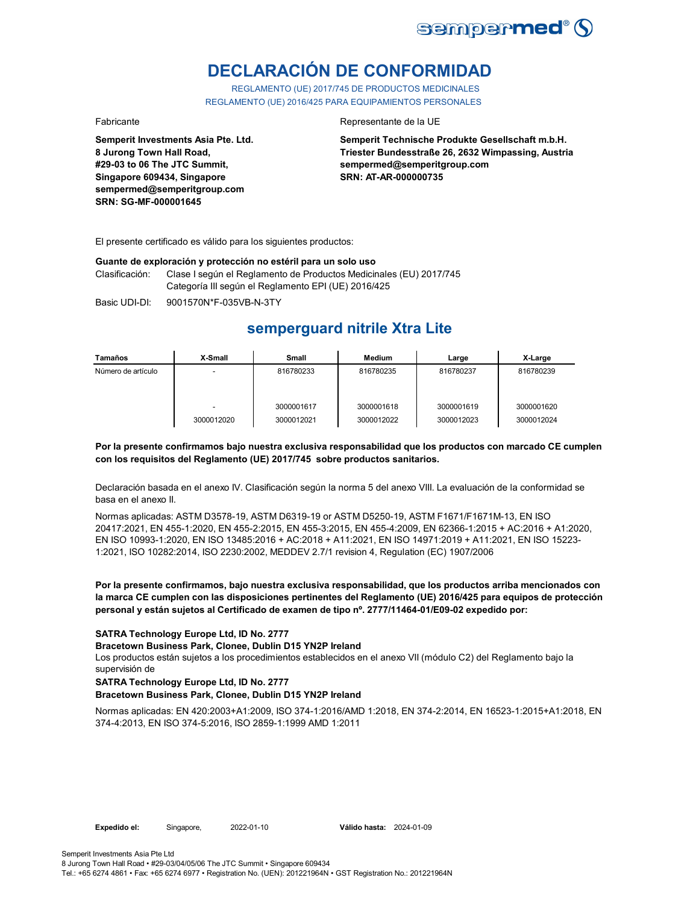# DECLARACIÓN DE CONFORMIDAD

REGLAMENTO (UE) 2017/745 DE PRODUCTOS MEDICINALES
REGLAMENTO (UE) 2016/425 PARA EQUIPAMIENTOS PERSONALES

Fabricante

**Semperit Investments Asia Pte. Ltd.**
**8 Jurong Town Hall Road,**
**#29-03 to 06 The JTC Summit,**
**Singapore 609434, Singapore**
**sempermed@semperitgroup.com**
**SRN: SG-MF-000001645**

Representante de la UE

**Semperit Technische Produkte Gesellschaft m.b.H.**
**Triester Bundesstraße 26, 2632 Wimpassing, Austria**
**sempermed@semperitgroup.com**
**SRN: AT-AR-000000735**

El presente certificado es válido para los siguientes productos:

**Guante de exploración y protección no estéril para un solo uso**

Clasificación: Clase I según el Reglamento de Productos Medicinales (EU) 2017/745
Categoría III según el Reglamento EPI (UE) 2016/425

Basic UDI-DI: 9001570N*F-035VB-N-3TY

## semperguard nitrile Xtra Lite

| Tamaños | X-Small | Small | Medium | Large | X-Large |
|---|---|---|---|---|---|
| Número de artículo | - | 816780233 | 816780235 | 816780237 | 816780239 |
| | - | 3000001617 | 3000001618 | 3000001619 | 3000001620 |
| | 3000012020 | 3000012021 | 3000012022 | 3000012023 | 3000012024 |

**Por la presente confirmamos bajo nuestra exclusiva responsabilidad que los productos con marcado CE cumplen con los requisitos del Reglamento (UE) 2017/745 sobre productos sanitarios.**

Declaración basada en el anexo IV. Clasificación según la norma 5 del anexo VIII. La evaluación de la conformidad se basa en el anexo II.

Normas aplicadas: ASTM D3578-19, ASTM D6319-19 or ASTM D5250-19, ASTM F1671/F1671M-13, EN ISO 20417:2021, EN 455-1:2020, EN 455-2:2015, EN 455-3:2015, EN 455-4:2009, EN 62366-1:2015 + AC:2016 + A1:2020, EN ISO 10993-1:2020, EN ISO 13485:2016 + AC:2018 + A11:2021, EN ISO 14971:2019 + A11:2021, EN ISO 15223-1:2021, ISO 10282:2014, ISO 2230:2002, MEDDEV 2.7/1 revision 4, Regulation (EC) 1907/2006

**Por la presente confirmamos, bajo nuestra exclusiva responsabilidad, que los productos arriba mencionados con la marca CE cumplen con las disposiciones pertinentes del Reglamento (UE) 2016/425 para equipos de protección personal y están sujetos al Certificado de examen de tipo nº. 2777/11464-01/E09-02 expedido por:**

**SATRA Technology Europe Ltd, ID No. 2777**
**Bracetown Business Park, Clonee, Dublin D15 YN2P Ireland**
Los productos están sujetos a los procedimientos establecidos en el anexo VII (módulo C2) del Reglamento bajo la supervisión de
**SATRA Technology Europe Ltd, ID No. 2777**
**Bracetown Business Park, Clonee, Dublin D15 YN2P Ireland**

Normas aplicadas: EN 420:2003+A1:2009, ISO 374-1:2016/AMD 1:2018, EN 374-2:2014, EN 16523-1:2015+A1:2018, EN 374-4:2013, EN ISO 374-5:2016, ISO 2859-1:1999 AMD 1:2011

**Expedido el:** Singapore, 2022-01-10 **Válido hasta:** 2024-01-09

Semperit Investments Asia Pte Ltd
8 Jurong Town Hall Road • #29-03/04/05/06 The JTC Summit • Singapore 609434
Tel.: +65 6274 4861 • Fax: +65 6274 6977 • Registration No. (UEN): 201221964N • GST Registration No.: 201221964N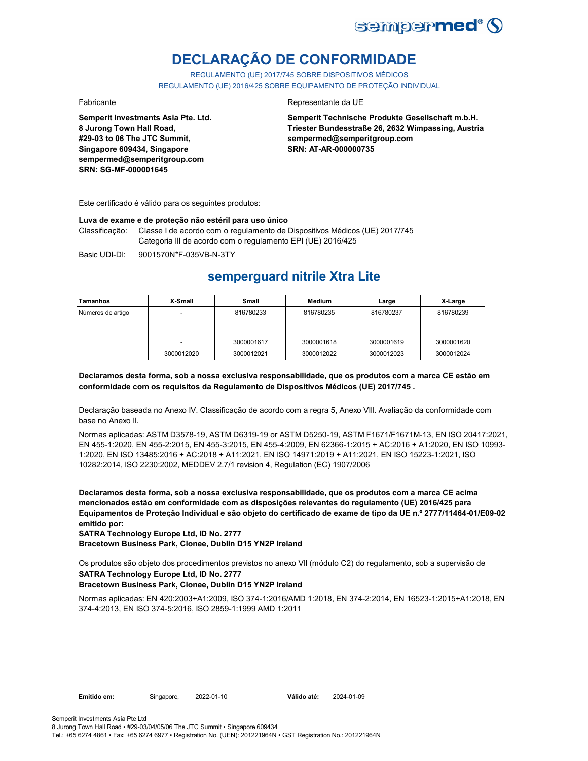# DECLARAÇÃO DE CONFORMIDADE

REGULAMENTO (UE) 2017/745 SOBRE DISPOSITIVOS MÉDICOS
REGULAMENTO (UE) 2016/425 SOBRE EQUIPAMENTO DE PROTEÇÃO INDIVIDUAL

Fabricante

**Semperit Investments Asia Pte. Ltd.**
**8 Jurong Town Hall Road,**
**#29-03 to 06 The JTC Summit,**
**Singapore 609434, Singapore**
**sempermed@semperitgroup.com**
**SRN: SG-MF-000001645**

Representante da UE

**Semperit Technische Produkte Gesellschaft m.b.H.**
**Triester Bundesstraße 26, 2632 Wimpassing, Austria**
**sempermed@semperitgroup.com**
**SRN: AT-AR-000000735**

Este certificado é válido para os seguintes produtos:

**Luva de exame e de proteção não estéril para uso único**

Classificação: Classe I de acordo com o regulamento de Dispositivos Médicos (UE) 2017/745
Categoria III de acordo com o regulamento EPI (UE) 2016/425

Basic UDI-DI: 9001570N*F-035VB-N-3TY

## semperguard nitrile Xtra Lite

| Tamanhos | X-Small | Small | Medium | Large | X-Large |
|---|---|---|---|---|---|
| Números de artigo | - | 816780233 | 816780235 | 816780237 | 816780239 |
| | - | 3000001617 | 3000001618 | 3000001619 | 3000001620 |
| | 3000012020 | 3000012021 | 3000012022 | 3000012023 | 3000012024 |

**Declaramos desta forma, sob a nossa exclusiva responsabilidade, que os produtos com a marca CE estão em conformidade com os requisitos da Regulamento de Dispositivos Médicos (UE) 2017/745 .**

Declaração baseada no Anexo IV. Classificação de acordo com a regra 5, Anexo VIII. Avaliação da conformidade com base no Anexo II.

Normas aplicadas: ASTM D3578-19, ASTM D6319-19 or ASTM D5250-19, ASTM F1671/F1671M-13, EN ISO 20417:2021, EN 455-1:2020, EN 455-2:2015, EN 455-3:2015, EN 455-4:2009, EN 62366-1:2015 + AC:2016 + A1:2020, EN ISO 10993-1:2020, EN ISO 13485:2016 + AC:2018 + A11:2021, EN ISO 14971:2019 + A11:2021, EN ISO 15223-1:2021, ISO 10282:2014, ISO 2230:2002, MEDDEV 2.7/1 revision 4, Regulation (EC) 1907/2006

**Declaramos desta forma, sob a nossa exclusiva responsabilidade, que os produtos com a marca CE acima mencionados estão em conformidade com as disposições relevantes do regulamento (UE) 2016/425 para Equipamentos de Proteção Individual e são objeto do certificado de exame de tipo da UE n.º 2777/11464-01/E09-02 emitido por:**
**SATRA Technology Europe Ltd, ID No. 2777**
**Bracetown Business Park, Clonee, Dublin D15 YN2P Ireland**

Os produtos são objeto dos procedimentos previstos no anexo VII (módulo C2) do regulamento, sob a supervisão de
**SATRA Technology Europe Ltd, ID No. 2777**
**Bracetown Business Park, Clonee, Dublin D15 YN2P Ireland**

Normas aplicadas: EN 420:2003+A1:2009, ISO 374-1:2016/AMD 1:2018, EN 374-2:2014, EN 16523-1:2015+A1:2018, EN 374-4:2013, EN ISO 374-5:2016, ISO 2859-1:1999 AMD 1:2011

**Emitido em:** Singapore, 2022-01-10 **Válido até:** 2024-01-09

Semperit Investments Asia Pte Ltd
8 Jurong Town Hall Road • #29-03/04/05/06 The JTC Summit • Singapore 609434
Tel.: +65 6274 4861 • Fax: +65 6274 6977 • Registration No. (UEN): 201221964N • GST Registration No.: 201221964N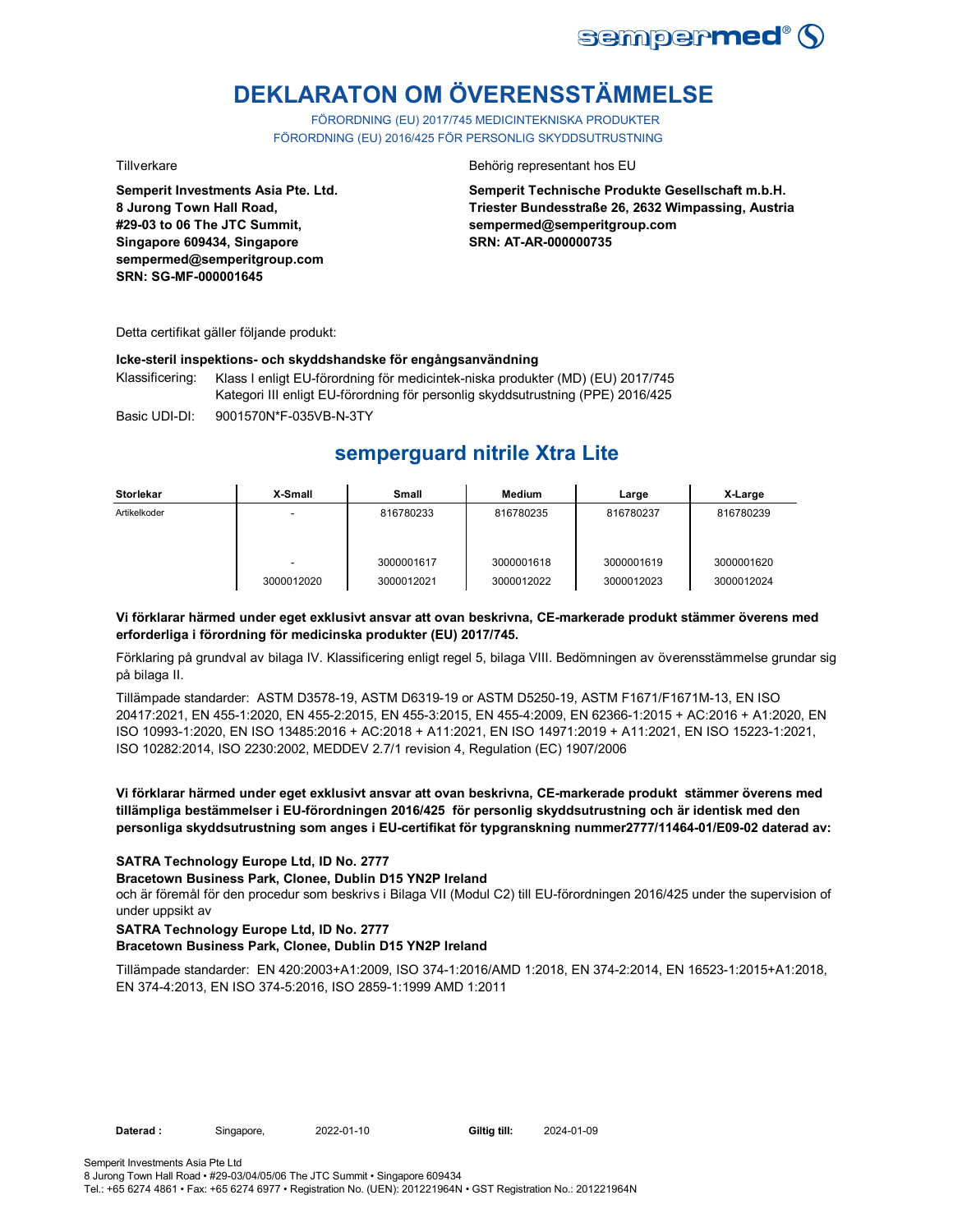# DEKLARATON OM ÖVERENSSTÄMMELSE

FÖRORDNING (EU) 2017/745 MEDICINTEKNISKA PRODUKTER
FÖRORDNING (EU) 2016/425 FÖR PERSONLIG SKYDDSUTRUSTNING

Tillverkare

**Semperit Investments Asia Pte. Ltd.**
**8 Jurong Town Hall Road,**
**#29-03 to 06 The JTC Summit,**
**Singapore 609434, Singapore**
**sempermed@semperitgroup.com**
**SRN: SG-MF-000001645**

Behörig representant hos EU

**Semperit Technische Produkte Gesellschaft m.b.H.**
**Triester Bundesstraße 26, 2632 Wimpassing, Austria**
**sempermed@semperitgroup.com**
**SRN: AT-AR-000000735**

Detta certifikat gäller följande produkt:

**Icke-steril inspektions- och skyddshandske för engångsanvändning**

Klassificering: Klass I enligt EU-förordning för medicintek-niska produkter (MD) (EU) 2017/745
Kategori III enligt EU-förordning för personlig skyddsutrustning (PPE) 2016/425

Basic UDI-DI: 9001570N*F-035VB-N-3TY

## semperguard nitrile Xtra Lite

| Storlekar | X-Small | Small | Medium | Large | X-Large |
|---|---|---|---|---|---|
| Artikelkoder | - | 816780233 | 816780235 | 816780237 | 816780239 |
| | - | 3000001617 | 3000001618 | 3000001619 | 3000001620 |
| | 3000012020 | 3000012021 | 3000012022 | 3000012023 | 3000012024 |

**Vi förklarar härmed under eget exklusivt ansvar att ovan beskrivna, CE-markerade produkt stämmer överens med erforderliga i förordning för medicinska produkter (EU) 2017/745.**

Förklaring på grundval av bilaga IV. Klassificering enligt regel 5, bilaga VIII. Bedömningen av överensstämmelse grundar sig på bilaga II.

Tillämpade standarder: ASTM D3578-19, ASTM D6319-19 or ASTM D5250-19, ASTM F1671/F1671M-13, EN ISO 20417:2021, EN 455-1:2020, EN 455-2:2015, EN 455-3:2015, EN 455-4:2009, EN 62366-1:2015 + AC:2016 + A1:2020, EN ISO 10993-1:2020, EN ISO 13485:2016 + AC:2018 + A11:2021, EN ISO 14971:2019 + A11:2021, EN ISO 15223-1:2021, ISO 10282:2014, ISO 2230:2002, MEDDEV 2.7/1 revision 4, Regulation (EC) 1907/2006

**Vi förklarar härmed under eget exklusivt ansvar att ovan beskrivna, CE-markerade produkt stämmer överens med tillämpliga bestämmelser i EU-förordningen 2016/425 för personlig skyddsutrustning och är identisk med den personliga skyddsutrustning som anges i EU-certifikat för typgranskning nummer2777/11464-01/E09-02 daterad av:**

**SATRA Technology Europe Ltd, ID No. 2777**
**Bracetown Business Park, Clonee, Dublin D15 YN2P Ireland**
och är föremål för den procedur som beskrivs i Bilaga VII (Modul C2) till EU-förordningen 2016/425 under the supervision of under uppsikt av
**SATRA Technology Europe Ltd, ID No. 2777**
**Bracetown Business Park, Clonee, Dublin D15 YN2P Ireland**

Tillämpade standarder: EN 420:2003+A1:2009, ISO 374-1:2016/AMD 1:2018, EN 374-2:2014, EN 16523-1:2015+A1:2018, EN 374-4:2013, EN ISO 374-5:2016, ISO 2859-1:1999 AMD 1:2011

**Daterad :** Singapore, 2022-01-10 **Giltig till:** 2024-01-09

Semperit Investments Asia Pte Ltd
8 Jurong Town Hall Road • #29-03/04/05/06 The JTC Summit • Singapore 609434
Tel.: +65 6274 4861 • Fax: +65 6274 6977 • Registration No. (UEN): 201221964N • GST Registration No.: 201221964N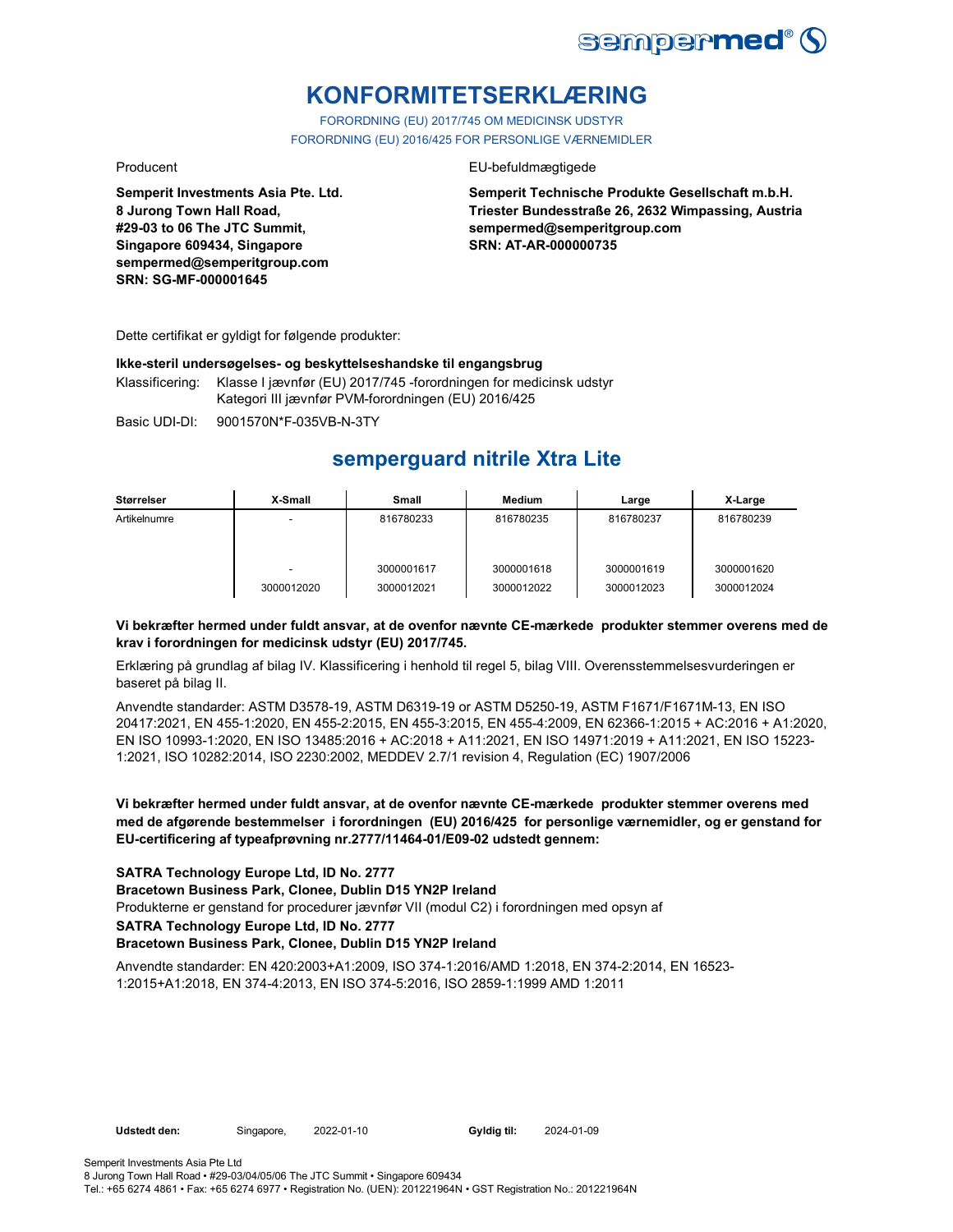# KONFORMITETSERKLÆRING

FORORDNING (EU) 2017/745 OM MEDICINSK UDSTYR
FORORDNING (EU) 2016/425 FOR PERSONLIGE VÆRNEMIDLER

Producent

**Semperit Investments Asia Pte. Ltd.**
**8 Jurong Town Hall Road,**
**#29-03 to 06 The JTC Summit,**
**Singapore 609434, Singapore**
**sempermed@semperitgroup.com**
**SRN: SG-MF-000001645**

EU-befuldmægtigede

**Semperit Technische Produkte Gesellschaft m.b.H.**
**Triester Bundesstraße 26, 2632 Wimpassing, Austria**
**sempermed@semperitgroup.com**
**SRN: AT-AR-000000735**

Dette certifikat er gyldigt for følgende produkter:

**Ikke-steril undersøgelses- og beskyttelseshandske til engangsbrug**

Klassificering: Klasse I jævnfør (EU) 2017/745 -forordningen for medicinsk udstyr
Kategori III jævnfør PVM-forordningen (EU) 2016/425

Basic UDI-DI: 9001570N*F-035VB-N-3TY

## semperguard nitrile Xtra Lite

| Størrelser | X-Small | Small | Medium | Large | X-Large |
|---|---|---|---|---|---|
| Artikelnumre | - | 816780233 | 816780235 | 816780237 | 816780239 |
| | - | 3000001617 | 3000001618 | 3000001619 | 3000001620 |
| | 3000012020 | 3000012021 | 3000012022 | 3000012023 | 3000012024 |

**Vi bekræfter hermed under fuldt ansvar, at de ovenfor nævnte CE-mærkede produkter stemmer overens med de krav i forordningen for medicinsk udstyr (EU) 2017/745.**

Erklæring på grundlag af bilag IV. Klassificering i henhold til regel 5, bilag VIII. Overensstemmelsesvurderingen er baseret på bilag II.

Anvendte standarder: ASTM D3578-19, ASTM D6319-19 or ASTM D5250-19, ASTM F1671/F1671M-13, EN ISO 20417:2021, EN 455-1:2020, EN 455-2:2015, EN 455-3:2015, EN 455-4:2009, EN 62366-1:2015 + AC:2016 + A1:2020, EN ISO 10993-1:2020, EN ISO 13485:2016 + AC:2018 + A11:2021, EN ISO 14971:2019 + A11:2021, EN ISO 15223-1:2021, ISO 10282:2014, ISO 2230:2002, MEDDEV 2.7/1 revision 4, Regulation (EC) 1907/2006

**Vi bekræfter hermed under fuldt ansvar, at de ovenfor nævnte CE-mærkede produkter stemmer overens med med de afgørende bestemmelser i forordningen (EU) 2016/425 for personlige værnemidler, og er genstand for EU-certificering af typeafprøvning nr.2777/11464-01/E09-02 udstedt gennem:**

**SATRA Technology Europe Ltd, ID No. 2777**
**Bracetown Business Park, Clonee, Dublin D15 YN2P Ireland**
Produkterne er genstand for procedurer jævnfør VII (modul C2) i forordningen med opsyn af
**SATRA Technology Europe Ltd, ID No. 2777**
**Bracetown Business Park, Clonee, Dublin D15 YN2P Ireland**

Anvendte standarder: EN 420:2003+A1:2009, ISO 374-1:2016/AMD 1:2018, EN 374-2:2014, EN 16523-1:2015+A1:2018, EN 374-4:2013, EN ISO 374-5:2016, ISO 2859-1:1999 AMD 1:2011

**Udstedt den:** Singapore, 2022-01-10 **Gyldig til:** 2024-01-09

Semperit Investments Asia Pte Ltd
8 Jurong Town Hall Road • #29-03/04/05/06 The JTC Summit • Singapore 609434
Tel.: +65 6274 4861 • Fax: +65 6274 6977 • Registration No. (UEN): 201221964N • GST Registration No.: 201221964N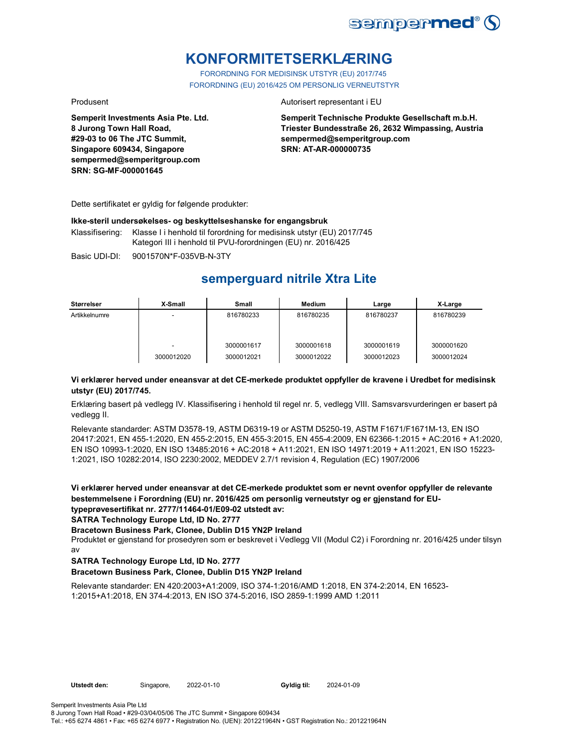# KONFORMITETSERKLÆRING

FORORDNING FOR MEDISINSK UTSTYR (EU) 2017/745
FORORDNING (EU) 2016/425 OM PERSONLIG VERNEUTSTYR

Produsent

**Semperit Investments Asia Pte. Ltd.**
**8 Jurong Town Hall Road,**
**#29-03 to 06 The JTC Summit,**
**Singapore 609434, Singapore**
**sempermed@semperitgroup.com**
**SRN: SG-MF-000001645**

Autorisert representant i EU

**Semperit Technische Produkte Gesellschaft m.b.H.**
**Triester Bundesstraße 26, 2632 Wimpassing, Austria**
**sempermed@semperitgroup.com**
**SRN: AT-AR-000000735**

Dette sertifikatet er gyldig for følgende produkter:

**Ikke-steril undersøkelses- og beskyttelseshanske for engangsbruk**

Klassifisering: Klasse I i henhold til forordning for medisinsk utstyr (EU) 2017/745
Kategori III i henhold til PVU-forordningen (EU) nr. 2016/425

Basic UDI-DI: 9001570N*F-035VB-N-3TY

## semperguard nitrile Xtra Lite

| Størrelser | X-Small | Small | Medium | Large | X-Large |
|---|---|---|---|---|---|
| Artikkelnumre | - | 816780233 | 816780235 | 816780237 | 816780239 |
| | - | 3000001617 | 3000001618 | 3000001619 | 3000001620 |
| | 3000012020 | 3000012021 | 3000012022 | 3000012023 | 3000012024 |

**Vi erklærer herved under eneansvar at det CE-merkede produktet oppfyller de kravene i Uredbet for medisinsk utstyr (EU) 2017/745.**

Erklæring basert på vedlegg IV. Klassifisering i henhold til regel nr. 5, vedlegg VIII. Samsvarsvurderingen er basert på vedlegg II.

Relevante standarder: ASTM D3578-19, ASTM D6319-19 or ASTM D5250-19, ASTM F1671/F1671M-13, EN ISO 20417:2021, EN 455-1:2020, EN 455-2:2015, EN 455-3:2015, EN 455-4:2009, EN 62366-1:2015 + AC:2016 + A1:2020, EN ISO 10993-1:2020, EN ISO 13485:2016 + AC:2018 + A11:2021, EN ISO 14971:2019 + A11:2021, EN ISO 15223-1:2021, ISO 10282:2014, ISO 2230:2002, MEDDEV 2.7/1 revision 4, Regulation (EC) 1907/2006

**Vi erklærer herved under eneansvar at det CE-merkede produktet som er nevnt ovenfor oppfyller de relevante bestemmelsene i Forordning (EU) nr. 2016/425 om personlig verneutstyr og er gjenstand for EU-typeprøvesertifikat nr. 2777/11464-01/E09-02 utstedt av:**

**SATRA Technology Europe Ltd, ID No. 2777**

**Bracetown Business Park, Clonee, Dublin D15 YN2P Ireland**

Produktet er gjenstand for prosedyren som er beskrevet i Vedlegg VII (Modul C2) i Forordning nr. 2016/425 under tilsyn av

**SATRA Technology Europe Ltd, ID No. 2777**

**Bracetown Business Park, Clonee, Dublin D15 YN2P Ireland**

Relevante standarder: EN 420:2003+A1:2009, ISO 374-1:2016/AMD 1:2018, EN 374-2:2014, EN 16523-1:2015+A1:2018, EN 374-4:2013, EN ISO 374-5:2016, ISO 2859-1:1999 AMD 1:2011

**Utstedt den:** Singapore, 2022-01-10 **Gyldig til:** 2024-01-09

Semperit Investments Asia Pte Ltd
8 Jurong Town Hall Road • #29-03/04/05/06 The JTC Summit • Singapore 609434
Tel.: +65 6274 4861 • Fax: +65 6274 6977 • Registration No. (UEN): 201221964N • GST Registration No.: 201221964N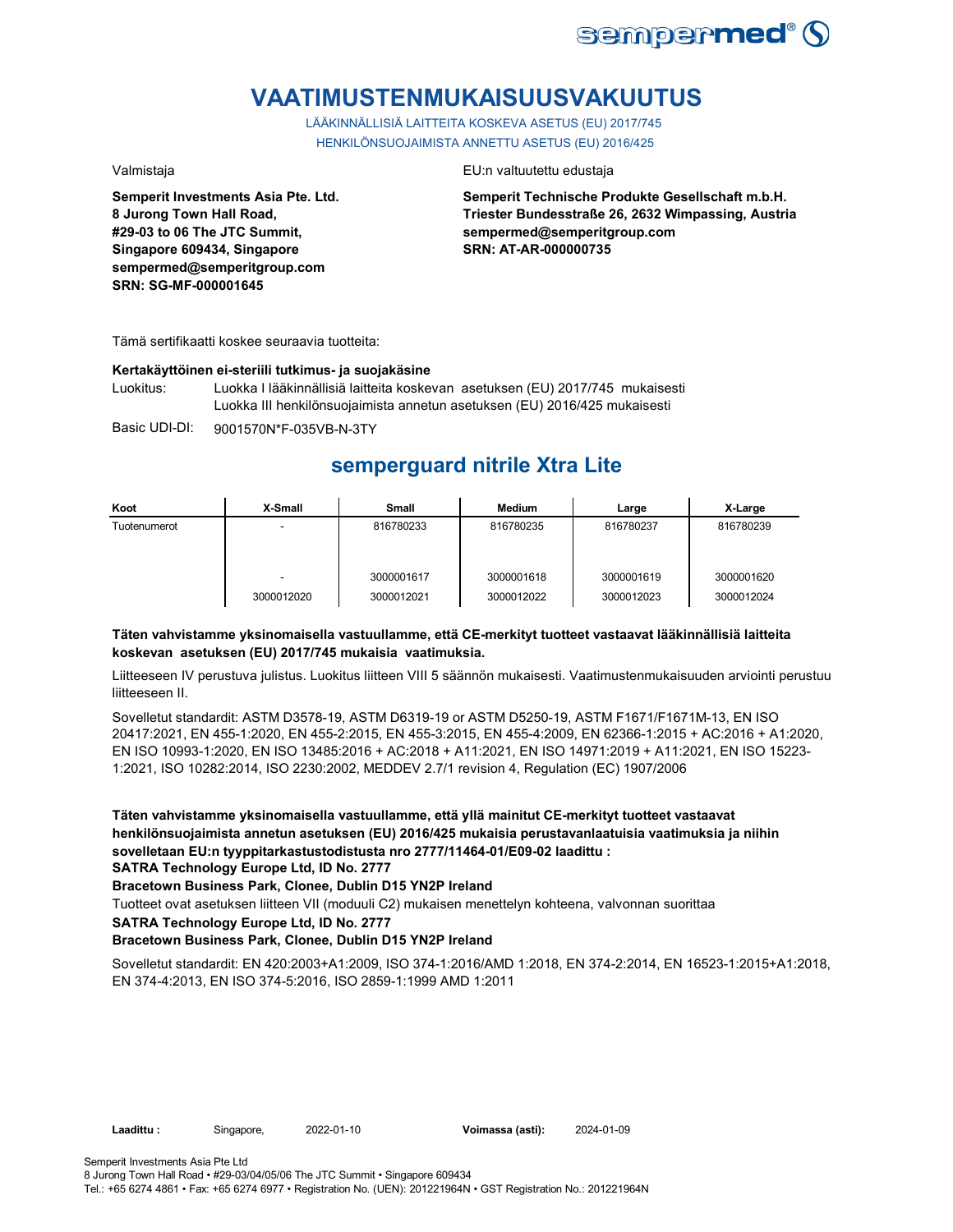# VAATIMUSTENMUKAISUUSVAKUUTUS

LÄÄKINNÄLLISIÄ LAITTEITA KOSKEVA ASETUS (EU) 2017/745
HENKILÖNSUOJAIMISTA ANNETTU ASETUS (EU) 2016/425

Valmistaja

**Semperit Investments Asia Pte. Ltd.**
**8 Jurong Town Hall Road,**
**#29-03 to 06 The JTC Summit,**
**Singapore 609434, Singapore**
**sempermed@semperitgroup.com**
**SRN: SG-MF-000001645**

EU:n valtuutettu edustaja

**Semperit Technische Produkte Gesellschaft m.b.H.**
**Triester Bundesstraße 26, 2632 Wimpassing, Austria**
**sempermed@semperitgroup.com**
**SRN: AT-AR-000000735**

Tämä sertifikaatti koskee seuraavia tuotteita:

**Kertakäyttöinen ei-steriili tutkimus- ja suojakäsine**

Luokitus: Luokka I lääkinnällisiä laitteita koskevan asetuksen (EU) 2017/745 mukaisesti
Luokka III henkilönsuojaimista annetun asetuksen (EU) 2016/425 mukaisesti

Basic UDI-DI: 9001570N*F-035VB-N-3TY

## semperguard nitrile Xtra Lite

| Koot | X-Small | Small | Medium | Large | X-Large |
|---|---|---|---|---|---|
| Tuotenumerot | - | 816780233 | 816780235 | 816780237 | 816780239 |
| | - | 3000001617 | 3000001618 | 3000001619 | 3000001620 |
| | 3000012020 | 3000012021 | 3000012022 | 3000012023 | 3000012024 |

**Täten vahvistamme yksinomaisella vastuullamme, että CE-merkityt tuotteet vastaavat lääkinnällisiä laitteita koskevan asetuksen (EU) 2017/745 mukaisia vaatimuksia.**

Liitteeseen IV perustuva julistus. Luokitus liitteen VIII 5 säännön mukaisesti. Vaatimustenmukaisuuden arviointi perustuu liitteeseen II.

Sovelletut standardit: ASTM D3578-19, ASTM D6319-19 or ASTM D5250-19, ASTM F1671/F1671M-13, EN ISO 20417:2021, EN 455-1:2020, EN 455-2:2015, EN 455-3:2015, EN 455-4:2009, EN 62366-1:2015 + AC:2016 + A1:2020, EN ISO 10993-1:2020, EN ISO 13485:2016 + AC:2018 + A11:2021, EN ISO 14971:2019 + A11:2021, EN ISO 15223-1:2021, ISO 10282:2014, ISO 2230:2002, MEDDEV 2.7/1 revision 4, Regulation (EC) 1907/2006

**Täten vahvistamme yksinomaisella vastuullamme, että yllä mainitut CE-merkityt tuotteet vastaavat henkilönsuojaimista annetun asetuksen (EU) 2016/425 mukaisia perustavanlaatuisia vaatimuksia ja niihin sovelletaan EU:n tyyppitarkastustodistusta nro 2777/11464-01/E09-02 laadittu :**
**SATRA Technology Europe Ltd, ID No. 2777**
**Bracetown Business Park, Clonee, Dublin D15 YN2P Ireland**

Tuotteet ovat asetuksen liitteen VII (moduuli C2) mukaisen menettelyn kohteena, valvonnan suorittaa

**SATRA Technology Europe Ltd, ID No. 2777**
**Bracetown Business Park, Clonee, Dublin D15 YN2P Ireland**

Sovelletut standardit: EN 420:2003+A1:2009, ISO 374-1:2016/AMD 1:2018, EN 374-2:2014, EN 16523-1:2015+A1:2018, EN 374-4:2013, EN ISO 374-5:2016, ISO 2859-1:1999 AMD 1:2011

**Laadittu :** Singapore, 2022-01-10 **Voimassa (asti):** 2024-01-09

Semperit Investments Asia Pte Ltd
8 Jurong Town Hall Road • #29-03/04/05/06 The JTC Summit • Singapore 609434
Tel.: +65 6274 4861 • Fax: +65 6274 6977 • Registration No. (UEN): 201221964N • GST Registration No.: 201221964N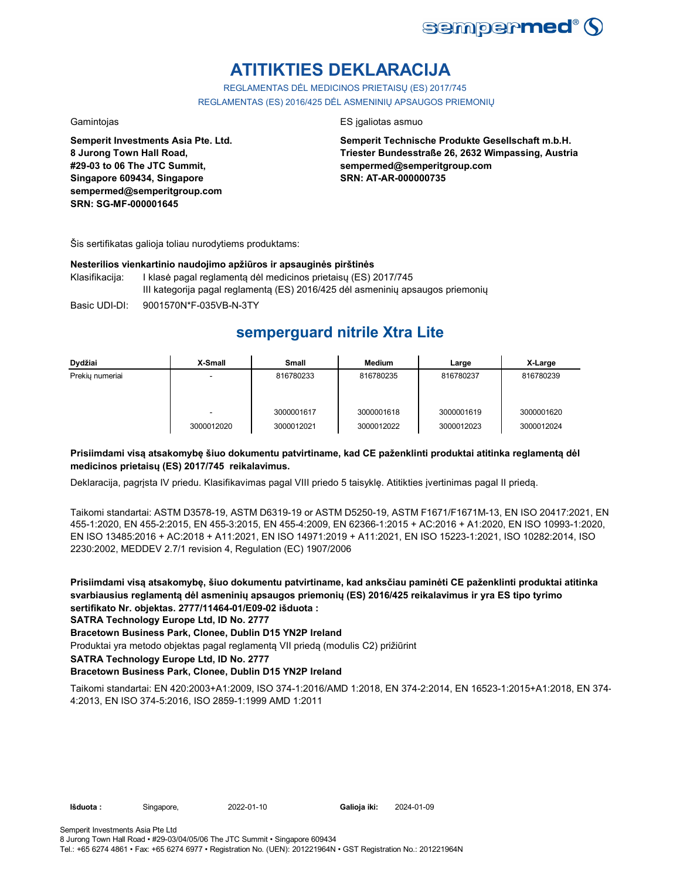# ATITIKTIES DEKLARACIJA

REGLAMENTAS DĖL MEDICINOS PRIETAISŲ (ES) 2017/745

REGLAMENTAS (ES) 2016/425 DĖL ASMENINIŲ APSAUGOS PRIEMONIŲ

Gamintojas

**Semperit Investments Asia Pte. Ltd.**
**8 Jurong Town Hall Road,**
**#29-03 to 06 The JTC Summit,**
**Singapore 609434, Singapore**
**sempermed@semperitgroup.com**
**SRN: SG-MF-000001645**

ES įgaliotas asmuo

**Semperit Technische Produkte Gesellschaft m.b.H.**
**Triester Bundesstraße 26, 2632 Wimpassing, Austria**
**sempermed@semperitgroup.com**
**SRN: AT-AR-000000735**

Šis sertifikatas galioja toliau nurodytiems produktams:

**Nesterilios vienkartinio naudojimo apžiūros ir apsauginės pirštinės**

Klasifikacija: I klasė pagal reglamentą dėl medicinos prietaisų (ES) 2017/745
III kategorija pagal reglamentą (ES) 2016/425 dėl asmeninių apsaugos priemonių

Basic UDI-DI: 9001570N*F-035VB-N-3TY

## semperguard nitrile Xtra Lite

| Dydžiai | X-Small | Small | Medium | Large | X-Large |
|---|---|---|---|---|---|
| Prekių numeriai | - | 816780233 | 816780235 | 816780237 | 816780239 |
| | - | 3000001617 | 3000001618 | 3000001619 | 3000001620 |
| | 3000012020 | 3000012021 | 3000012022 | 3000012023 | 3000012024 |

**Prisiimdami visą atsakomybę šiuo dokumentu patvirtiname, kad CE paženklinti produktai atitinka reglamentą dėl medicinos prietaisų (ES) 2017/745 reikalavimus.**

Deklaracija, pagrįsta IV priedu. Klasifikavimas pagal VIII priedo 5 taisyklę. Atitikties įvertinimas pagal II priedą.

Taikomi standartai: ASTM D3578-19, ASTM D6319-19 or ASTM D5250-19, ASTM F1671/F1671M-13, EN ISO 20417:2021, EN 455-1:2020, EN 455-2:2015, EN 455-3:2015, EN 455-4:2009, EN 62366-1:2015 + AC:2016 + A1:2020, EN ISO 10993-1:2020, EN ISO 13485:2016 + AC:2018 + A11:2021, EN ISO 14971:2019 + A11:2021, EN ISO 15223-1:2021, ISO 10282:2014, ISO 2230:2002, MEDDEV 2.7/1 revision 4, Regulation (EC) 1907/2006

**Prisiimdami visą atsakomybę, šiuo dokumentu patvirtiname, kad anksčiau paminėti CE paženklinti produktai atitinka svarbiausius reglamentą dėl asmeninių apsaugos priemonių (ES) 2016/425 reikalavimus ir yra ES tipo tyrimo sertifikato Nr. objektas. 2777/11464-01/E09-02 išduota :**

**SATRA Technology Europe Ltd, ID No. 2777**

**Bracetown Business Park, Clonee, Dublin D15 YN2P Ireland**

Produktai yra metodo objektas pagal reglamentą VII priedą (modulis C2) prižiūrint

**SATRA Technology Europe Ltd, ID No. 2777**

**Bracetown Business Park, Clonee, Dublin D15 YN2P Ireland**

Taikomi standartai: EN 420:2003+A1:2009, ISO 374-1:2016/AMD 1:2018, EN 374-2:2014, EN 16523-1:2015+A1:2018, EN 374-4:2013, EN ISO 374-5:2016, ISO 2859-1:1999 AMD 1:2011

**Išduota :** Singapore, 2022-01-10 **Galioja iki:** 2024-01-09

Semperit Investments Asia Pte Ltd
8 Jurong Town Hall Road • #29-03/04/05/06 The JTC Summit • Singapore 609434
Tel.: +65 6274 4861 • Fax: +65 6274 6977 • Registration No. (UEN): 201221964N • GST Registration No.: 201221964N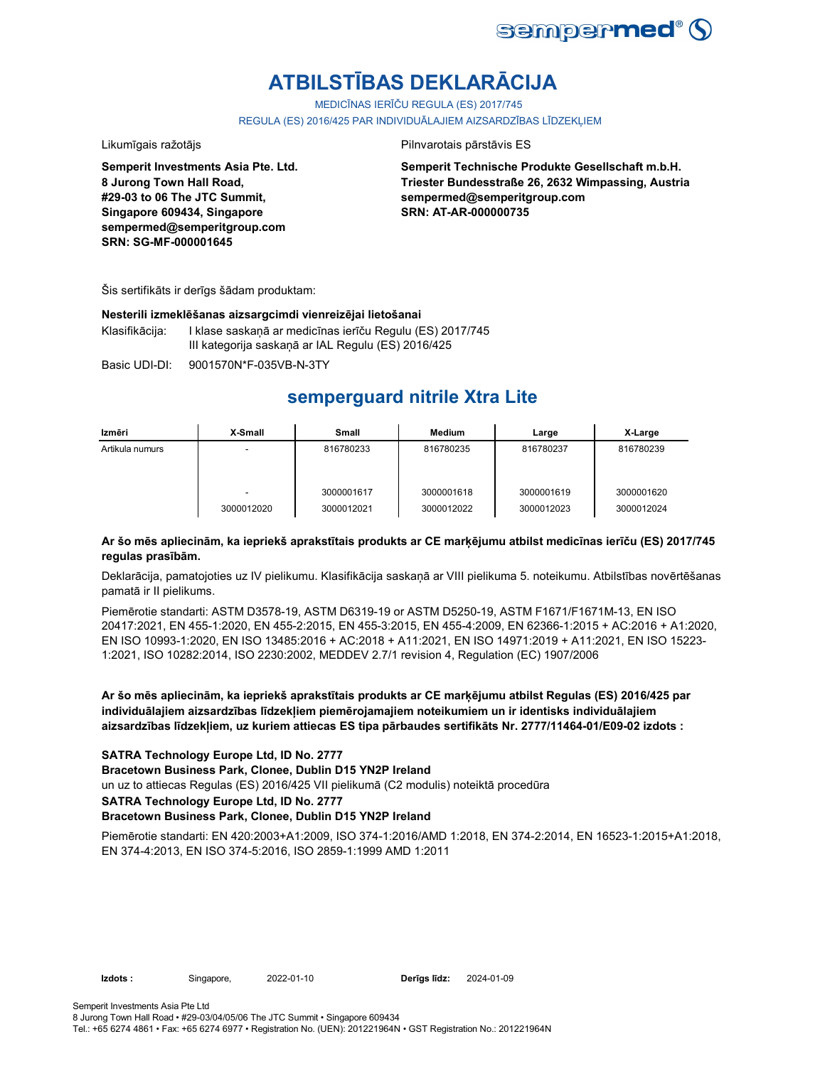# ATBILSTĪBAS DEKLARĀCIJA

MEDICĪNAS IERĪČU REGULA (ES) 2017/745

REGULA (ES) 2016/425 PAR INDIVIDUĀLAJIEM AIZSARDZĪBAS LĪDZEKĻIEM

Likumīgais ražotājs

**Semperit Investments Asia Pte. Ltd.**
**8 Jurong Town Hall Road,**
**#29-03 to 06 The JTC Summit,**
**Singapore 609434, Singapore**
**sempermed@semperitgroup.com**
**SRN: SG-MF-000001645**

Pilnvarotais pārstāvis ES

**Semperit Technische Produkte Gesellschaft m.b.H.**
**Triester Bundesstraße 26, 2632 Wimpassing, Austria**
**sempermed@semperitgroup.com**
**SRN: AT-AR-000000735**

Šis sertifikāts ir derīgs šādam produktam:

**Nesterili izmeklēšanas aizsargcimdi vienreizējai lietošanai**

Klasifikācija: I klase saskaņā ar medicīnas ierīču Regulu (ES) 2017/745
III kategorija saskaņā ar IAL Regulu (ES) 2016/425

Basic UDI-DI: 9001570N*F-035VB-N-3TY

## semperguard nitrile Xtra Lite

| Izmēri | X-Small | Small | Medium | Large | X-Large |
|---|---|---|---|---|---|
| Artikula numurs | - | 816780233 | 816780235 | 816780237 | 816780239 |
| | - | 3000001617 | 3000001618 | 3000001619 | 3000001620 |
| | 3000012020 | 3000012021 | 3000012022 | 3000012023 | 3000012024 |

**Ar šo mēs apliecinām, ka iepriekš aprakstītais produkts ar CE marķējumu atbilst medicīnas ierīču (ES) 2017/745 regulas prasībām.**

Deklarācija, pamatojoties uz IV pielikumu. Klasifikācija saskaņā ar VIII pielikuma 5. noteikumu. Atbilstības novērtēšanas pamatā ir II pielikums.

Piemērotie standarti: ASTM D3578-19, ASTM D6319-19 or ASTM D5250-19, ASTM F1671/F1671M-13, EN ISO 20417:2021, EN 455-1:2020, EN 455-2:2015, EN 455-3:2015, EN 455-4:2009, EN 62366-1:2015 + AC:2016 + A1:2020, EN ISO 10993-1:2020, EN ISO 13485:2016 + AC:2018 + A11:2021, EN ISO 14971:2019 + A11:2021, EN ISO 15223-1:2021, ISO 10282:2014, ISO 2230:2002, MEDDEV 2.7/1 revision 4, Regulation (EC) 1907/2006

**Ar šo mēs apliecinām, ka iepriekš aprakstītais produkts ar CE marķējumu atbilst Regulas (ES) 2016/425 par individuālajiem aizsardzības līdzekļiem piemērojamajiem noteikumiem un ir identisks individuālajiem aizsardzības līdzekļiem, uz kuriem attiecas ES tipa pārbaudes sertifikāts Nr. 2777/11464-01/E09-02 izdots :**

**SATRA Technology Europe Ltd, ID No. 2777**
**Bracetown Business Park, Clonee, Dublin D15 YN2P Ireland**
un uz to attiecas Regulas (ES) 2016/425 VII pielikumā (C2 modulis) noteiktā procedūra
**SATRA Technology Europe Ltd, ID No. 2777**
**Bracetown Business Park, Clonee, Dublin D15 YN2P Ireland**

Piemērotie standarti: EN 420:2003+A1:2009, ISO 374-1:2016/AMD 1:2018, EN 374-2:2014, EN 16523-1:2015+A1:2018, EN 374-4:2013, EN ISO 374-5:2016, ISO 2859-1:1999 AMD 1:2011

**Izdots :** Singapore, 2022-01-10 **Derīgs līdz:** 2024-01-09

Semperit Investments Asia Pte Ltd
8 Jurong Town Hall Road • #29-03/04/05/06 The JTC Summit • Singapore 609434
Tel.: +65 6274 4861 • Fax: +65 6274 6977 • Registration No. (UEN): 201221964N • GST Registration No.: 201221964N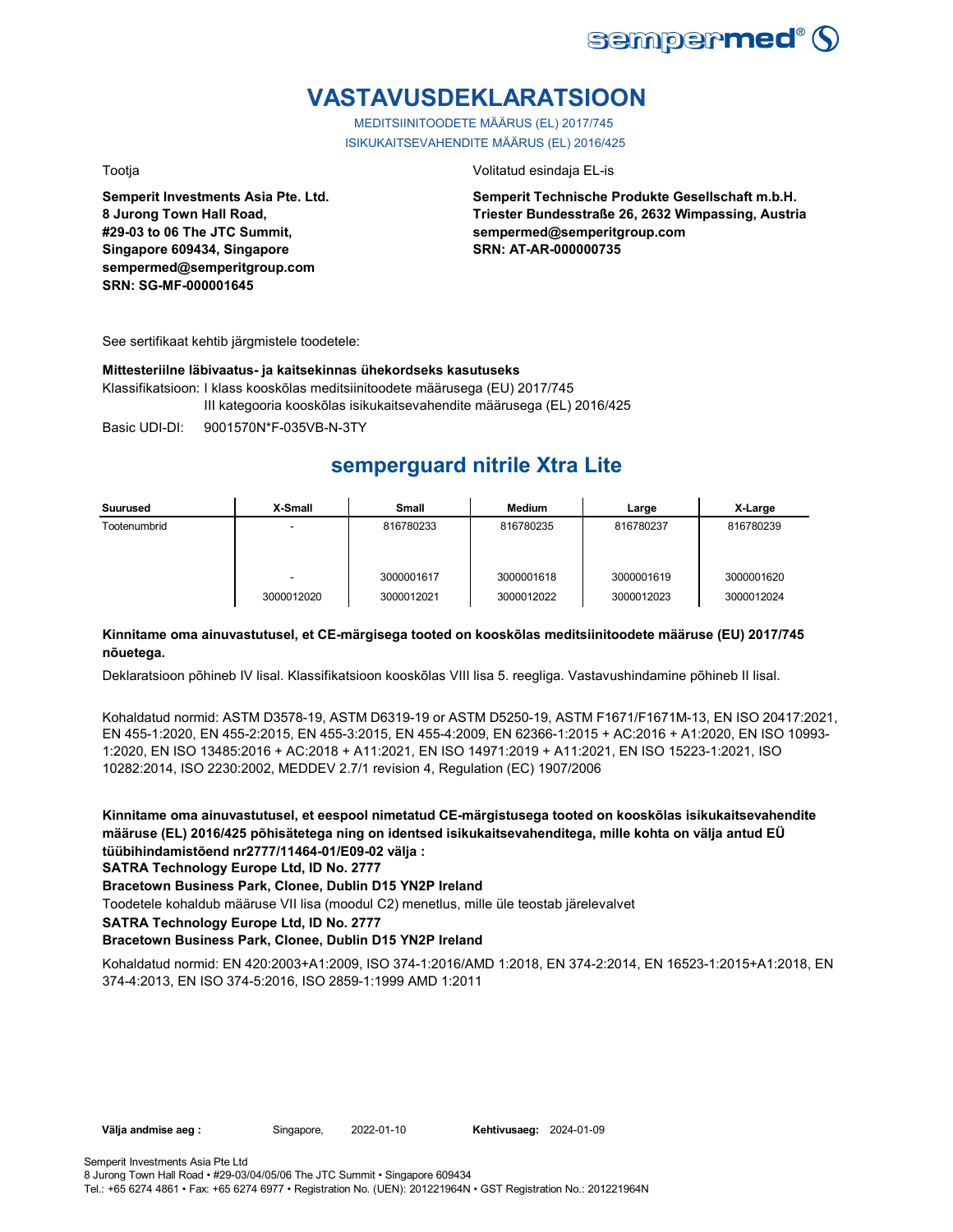# VASTAVUSDEKLARATSIOON

MEDITSIINITOODETE MÄÄRUS (EL) 2017/745

ISIKUKAITSEVAHENDITE MÄÄRUS (EL) 2016/425

Tootja

**Semperit Investments Asia Pte. Ltd.**
**8 Jurong Town Hall Road,**
**#29-03 to 06 The JTC Summit,**
**Singapore 609434, Singapore**
**sempermed@semperitgroup.com**
**SRN: SG-MF-000001645**

Volitatud esindaja EL-is

**Semperit Technische Produkte Gesellschaft m.b.H.**
**Triester Bundesstraße 26, 2632 Wimpassing, Austria**
**sempermed@semperitgroup.com**
**SRN: AT-AR-000000735**

See sertifikaat kehtib järgmistele toodetele:

**Mittesteriilne läbivaatus- ja kaitsekinnas ühekordseks kasutuseks**

Klassifikatsioon: I klass kooskõlas meditsiinitoodete määrusega (EU) 2017/745
III kategooria kooskõlas isikukaitsevahendite määrusega (EL) 2016/425

Basic UDI-DI: 9001570N*F-035VB-N-3TY

## semperguard nitrile Xtra Lite

| Suurused | X-Small | Small | Medium | Large | X-Large |
|---|---|---|---|---|---|
| Tootenumbrid | - | 816780233 | 816780235 | 816780237 | 816780239 |
| | - | 3000001617 | 3000001618 | 3000001619 | 3000001620 |
| | 3000012020 | 3000012021 | 3000012022 | 3000012023 | 3000012024 |

**Kinnitame oma ainuvastutusel, et CE-märgisega tooted on kooskõlas meditsiinitoodete määruse (EU) 2017/745 nõuetega.**

Deklaratsioon põhineb IV lisal. Klassifikatsioon kooskõlas VIII lisa 5. reegliga. Vastavushindamine põhineb II lisal.

Kohaldatud normid: ASTM D3578-19, ASTM D6319-19 or ASTM D5250-19, ASTM F1671/F1671M-13, EN ISO 20417:2021, EN 455-1:2020, EN 455-2:2015, EN 455-3:2015, EN 455-4:2009, EN 62366-1:2015 + AC:2016 + A1:2020, EN ISO 10993-1:2020, EN ISO 13485:2016 + AC:2018 + A11:2021, EN ISO 14971:2019 + A11:2021, EN ISO 15223-1:2021, ISO 10282:2014, ISO 2230:2002, MEDDEV 2.7/1 revision 4, Regulation (EC) 1907/2006

**Kinnitame oma ainuvastutusel, et eespool nimetatud CE-märgistusega tooted on kooskõlas isikukaitsevahendite määruse (EL) 2016/425 põhisätetega ning on identsed isikukaitsevahenditega, mille kohta on välja antud EÜ tüübihindamistõend nr2777/11464-01/E09-02 välja :**

**SATRA Technology Europe Ltd, ID No. 2777**

**Bracetown Business Park, Clonee, Dublin D15 YN2P Ireland**

Toodetele kohaldub määruse VII lisa (moodul C2) menetlus, mille üle teostab järelevalvet

**SATRA Technology Europe Ltd, ID No. 2777**

**Bracetown Business Park, Clonee, Dublin D15 YN2P Ireland**

Kohaldatud normid: EN 420:2003+A1:2009, ISO 374-1:2016/AMD 1:2018, EN 374-2:2014, EN 16523-1:2015+A1:2018, EN 374-4:2013, EN ISO 374-5:2016, ISO 2859-1:1999 AMD 1:2011

**Välja andmise aeg :** Singapore, 2022-01-10 **Kehtivusaeg:** 2024-01-09

Semperit Investments Asia Pte Ltd
8 Jurong Town Hall Road • #29-03/04/05/06 The JTC Summit • Singapore 609434
Tel.: +65 6274 4861 • Fax: +65 6274 6977 • Registration No. (UEN): 201221964N • GST Registration No.: 201221964N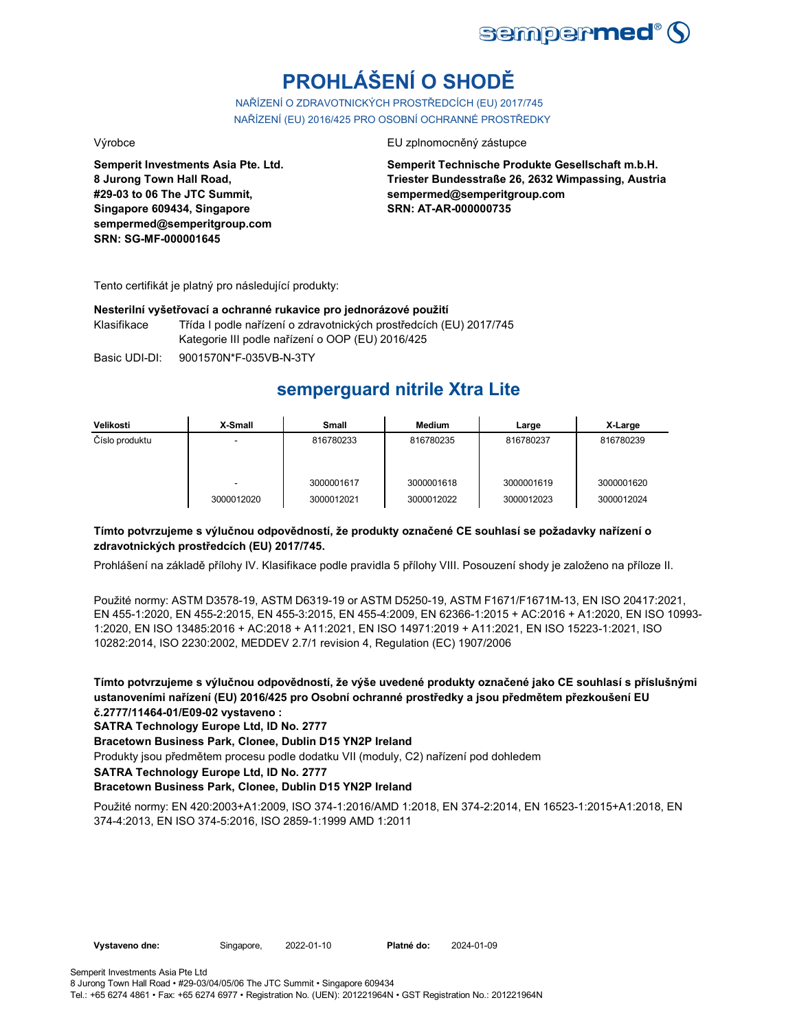# PROHLÁŠENÍ O SHODĚ

NAŘÍZENÍ O ZDRAVOTNICKÝCH PROSTŘEDCÍCH (EU) 2017/745
NAŘÍZENÍ (EU) 2016/425 PRO OSOBNÍ OCHRANNÉ PROSTŘEDKY

Výrobce

**Semperit Investments Asia Pte. Ltd.**
**8 Jurong Town Hall Road,**
**#29-03 to 06 The JTC Summit,**
**Singapore 609434, Singapore**
**sempermed@semperitgroup.com**
**SRN: SG-MF-000001645**

EU zplnomocněný zástupce

**Semperit Technische Produkte Gesellschaft m.b.H.**
**Triester Bundesstraße 26, 2632 Wimpassing, Austria**
**sempermed@semperitgroup.com**
**SRN: AT-AR-000000735**

Tento certifikát je platný pro následující produkty:

**Nesterilní vyšetřovací a ochranné rukavice pro jednorázové použití**

Klasifikace: Třída I podle nařízení o zdravotnických prostředcích (EU) 2017/745
Kategorie III podle nařízení o OOP (EU) 2016/425

Basic UDI-DI: 9001570N*F-035VB-N-3TY

## semperguard nitrile Xtra Lite

| Velikosti | X-Small | Small | Medium | Large | X-Large |
|---|---|---|---|---|---|
| Číslo produktu | - | 816780233 | 816780235 | 816780237 | 816780239 |
| | - | 3000001617 | 3000001618 | 3000001619 | 3000001620 |
| | 3000012020 | 3000012021 | 3000012022 | 3000012023 | 3000012024 |

**Tímto potvrzujeme s výlučnou odpovědností, že produkty označené CE souhlasí se požadavky nařízení o zdravotnických prostředcích (EU) 2017/745.**

Prohlášení na základě přílohy IV. Klasifikace podle pravidla 5 přílohy VIII. Posouzení shody je založeno na příloze II.

Použité normy: ASTM D3578-19, ASTM D6319-19 or ASTM D5250-19, ASTM F1671/F1671M-13, EN ISO 20417:2021, EN 455-1:2020, EN 455-2:2015, EN 455-3:2015, EN 455-4:2009, EN 62366-1:2015 + AC:2016 + A1:2020, EN ISO 10993-1:2020, EN ISO 13485:2016 + AC:2018 + A11:2021, EN ISO 14971:2019 + A11:2021, EN ISO 15223-1:2021, ISO 10282:2014, ISO 2230:2002, MEDDEV 2.7/1 revision 4, Regulation (EC) 1907/2006

**Tímto potvrzujeme s výlučnou odpovědností, že výše uvedené produkty označené jako CE souhlasí s příslušnými ustanoveními nařízení (EU) 2016/425 pro Osobní ochranné prostředky a jsou předmětem přezkoušení EU č.2777/11464-01/E09-02 vystaveno :**

**SATRA Technology Europe Ltd, ID No. 2777**

**Bracetown Business Park, Clonee, Dublin D15 YN2P Ireland**

Produkty jsou předmětem procesu podle dodatku VII (moduly, C2) nařízení pod dohledem

**SATRA Technology Europe Ltd, ID No. 2777**

**Bracetown Business Park, Clonee, Dublin D15 YN2P Ireland**

Použité normy: EN 420:2003+A1:2009, ISO 374-1:2016/AMD 1:2018, EN 374-2:2014, EN 16523-1:2015+A1:2018, EN 374-4:2013, EN ISO 374-5:2016, ISO 2859-1:1999 AMD 1:2011

**Vystaveno dne:** Singapore, 2022-01-10 **Platné do:** 2024-01-09

Semperit Investments Asia Pte Ltd
8 Jurong Town Hall Road • #29-03/04/05/06 The JTC Summit • Singapore 609434
Tel.: +65 6274 4861 • Fax: +65 6274 6977 • Registration No. (UEN): 201221964N • GST Registration No.: 201221964N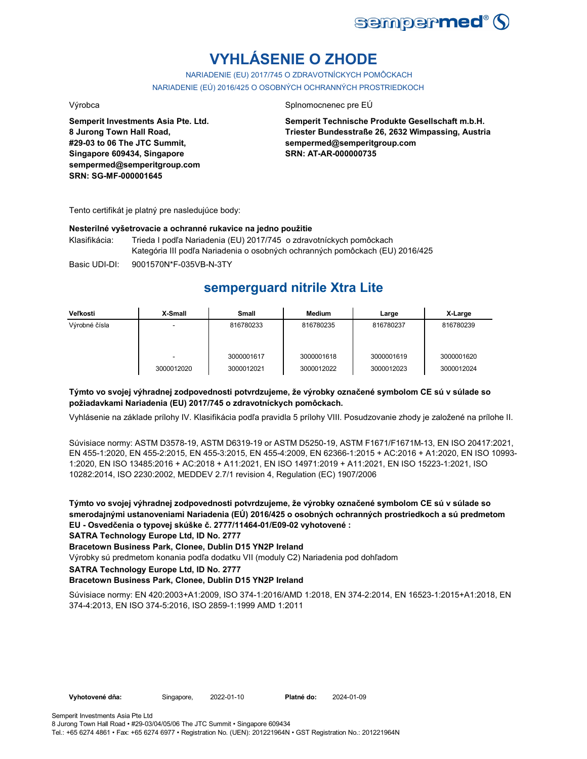# VYHLÁSENIE O ZHODE

NARIADENIE (EU) 2017/745 O ZDRAVOTNÍCKYCH POMÔCKACH

NARIADENIE (EÚ) 2016/425 O OSOBNÝCH OCHRANNÝCH PROSTRIEDKOCH

Výrobca

**Semperit Investments Asia Pte. Ltd.**
**8 Jurong Town Hall Road,**
**#29-03 to 06 The JTC Summit,**
**Singapore 609434, Singapore**
**sempermed@semperitgroup.com**
**SRN: SG-MF-000001645**

Splnomocnenec pre EÚ

**Semperit Technische Produkte Gesellschaft m.b.H.**
**Triester Bundesstraße 26, 2632 Wimpassing, Austria**
**sempermed@semperitgroup.com**
**SRN: AT-AR-000000735**

Tento certifikát je platný pre nasledujúce body:

**Nesterilné vyšetrovacie a ochranné rukavice na jedno použitie**

Klasifikácia: Trieda I podľa Nariadenia (EU) 2017/745 o zdravotníckych pomôckach
Kategória III podľa Nariadenia o osobných ochranných pomôckach (EU) 2016/425

Basic UDI-DI: 9001570N*F-035VB-N-3TY

## semperguard nitrile Xtra Lite

| Veľkosti | X-Small | Small | Medium | Large | X-Large |
|---|---|---|---|---|---|
| Výrobné čísla | - | 816780233 | 816780235 | 816780237 | 816780239 |
| | - | 3000001617 | 3000001618 | 3000001619 | 3000001620 |
| | 3000012020 | 3000012021 | 3000012022 | 3000012023 | 3000012024 |

**Týmto vo svojej výhradnej zodpovednosti potvrdzujeme, že výrobky označené symbolom CE sú v súlade so požiadavkami Nariadenia (EU) 2017/745 o zdravotníckych pomôckach.**

Vyhlásenie na základe prílohy IV. Klasifikácia podľa pravidla 5 prílohy VIII. Posudzovanie zhody je založené na prílohe II.

Súvisiace normy: ASTM D3578-19, ASTM D6319-19 or ASTM D5250-19, ASTM F1671/F1671M-13, EN ISO 20417:2021, EN 455-1:2020, EN 455-2:2015, EN 455-3:2015, EN 455-4:2009, EN 62366-1:2015 + AC:2016 + A1:2020, EN ISO 10993-1:2020, EN ISO 13485:2016 + AC:2018 + A11:2021, EN ISO 14971:2019 + A11:2021, EN ISO 15223-1:2021, ISO 10282:2014, ISO 2230:2002, MEDDEV 2.7/1 revision 4, Regulation (EC) 1907/2006

**Týmto vo svojej výhradnej zodpovednosti potvrdzujeme, že výrobky označené symbolom CE sú v súlade so smerodajnými ustanoveniami Nariadenia (EÚ) 2016/425 o osobných ochranných prostriedkoch a sú predmetom EU - Osvedčenia o typovej skúške č. 2777/11464-01/E09-02 vyhotovené :**

**SATRA Technology Europe Ltd, ID No. 2777**

**Bracetown Business Park, Clonee, Dublin D15 YN2P Ireland**

Výrobky sú predmetom konania podľa dodatku VII (moduly C2) Nariadenia pod dohľadom

**SATRA Technology Europe Ltd, ID No. 2777**

**Bracetown Business Park, Clonee, Dublin D15 YN2P Ireland**

Súvisiace normy: EN 420:2003+A1:2009, ISO 374-1:2016/AMD 1:2018, EN 374-2:2014, EN 16523-1:2015+A1:2018, EN 374-4:2013, EN ISO 374-5:2016, ISO 2859-1:1999 AMD 1:2011

**Vyhotovené dňa:** Singapore, 2022-01-10 **Platné do:** 2024-01-09

Semperit Investments Asia Pte Ltd
8 Jurong Town Hall Road • #29-03/04/05/06 The JTC Summit • Singapore 609434
Tel.: +65 6274 4861 • Fax: +65 6274 6977 • Registration No. (UEN): 201221964N • GST Registration No.: 201221964N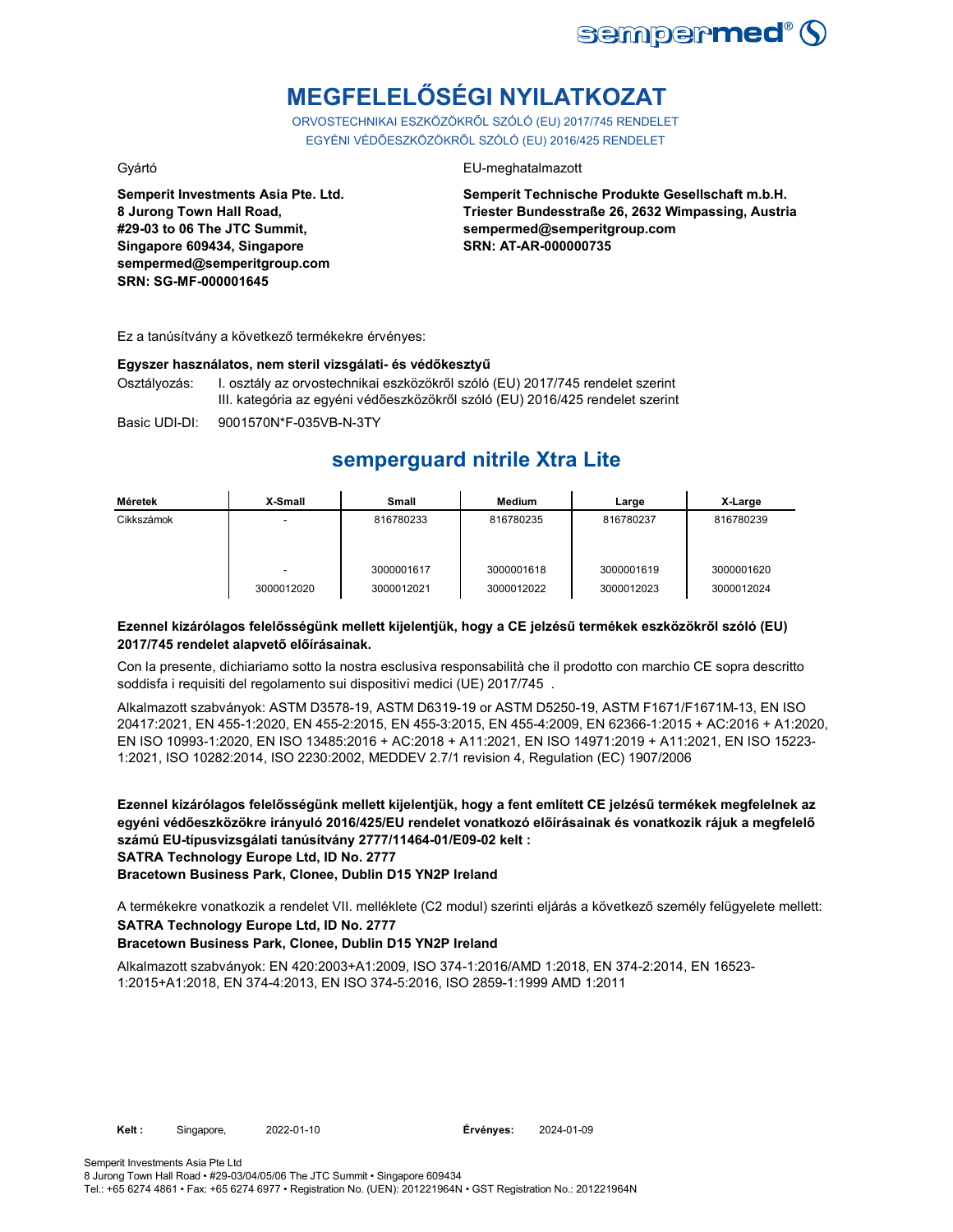# MEGFELELŐSÉGI NYILATKOZAT

ORVOSTECHNIKAI ESZKÖZÖKRŐL SZÓLÓ (EU) 2017/745 RENDELET
EGYÉNI VÉDŐESZKÖZÖKRŐL SZÓLÓ (EU) 2016/425 RENDELET

Gyártó

**Semperit Investments Asia Pte. Ltd.**
**8 Jurong Town Hall Road,**
**#29-03 to 06 The JTC Summit,**
**Singapore 609434, Singapore**
**sempermed@semperitgroup.com**
**SRN: SG-MF-000001645**

EU-meghatalmazott

**Semperit Technische Produkte Gesellschaft m.b.H.**
**Triester Bundesstraße 26, 2632 Wimpassing, Austria**
**sempermed@semperitgroup.com**
**SRN: AT-AR-000000735**

Ez a tanúsítvány a következő termékekre érvényes:

**Egyszer használatos, nem steril vizsgálati- és védőkesztyű**

Osztályozás: I. osztály az orvostechnikai eszközökről szóló (EU) 2017/745 rendelet szerint
III. kategória az egyéni védőeszközökről szóló (EU) 2016/425 rendelet szerint

Basic UDI-DI: 9001570N*F-035VB-N-3TY

## semperguard nitrile Xtra Lite

| Méretek | X-Small | Small | Medium | Large | X-Large |
|---|---|---|---|---|---|
| Cikkszámok | - | 816780233 | 816780235 | 816780237 | 816780239 |
| | - | 3000001617 | 3000001618 | 3000001619 | 3000001620 |
| | 3000012020 | 3000012021 | 3000012022 | 3000012023 | 3000012024 |

**Ezennel kizárólagos felelősségünk mellett kijelentjük, hogy a CE jelzésű termékek eszközökről szóló (EU) 2017/745 rendelet alapvető előírásainak.**

Con la presente, dichiariamo sotto la nostra esclusiva responsabilità che il prodotto con marchio CE sopra descritto soddisfa i requisiti del regolamento sui dispositivi medici (UE) 2017/745 .

Alkalmazott szabványok: ASTM D3578-19, ASTM D6319-19 or ASTM D5250-19, ASTM F1671/F1671M-13, EN ISO 20417:2021, EN 455-1:2020, EN 455-2:2015, EN 455-3:2015, EN 455-4:2009, EN 62366-1:2015 + AC:2016 + A1:2020, EN ISO 10993-1:2020, EN ISO 13485:2016 + AC:2018 + A11:2021, EN ISO 14971:2019 + A11:2021, EN ISO 15223-1:2021, ISO 10282:2014, ISO 2230:2002, MEDDEV 2.7/1 revision 4, Regulation (EC) 1907/2006

**Ezennel kizárólagos felelősségünk mellett kijelentjük, hogy a fent említett CE jelzésű termékek megfelelnek az egyéni védőeszközökre irányuló 2016/425/EU rendelet vonatkozó előírásainak és vonatkozik rájuk a megfelelő számú EU-típusvizsgálati tanúsítvány 2777/11464-01/E09-02 kelt :**
**SATRA Technology Europe Ltd, ID No. 2777**
**Bracetown Business Park, Clonee, Dublin D15 YN2P Ireland**

A termékekre vonatkozik a rendelet VII. melléklete (C2 modul) szerinti eljárás a következő személy felügyelete mellett:
**SATRA Technology Europe Ltd, ID No. 2777**
**Bracetown Business Park, Clonee, Dublin D15 YN2P Ireland**

Alkalmazott szabványok: EN 420:2003+A1:2009, ISO 374-1:2016/AMD 1:2018, EN 374-2:2014, EN 16523-1:2015+A1:2018, EN 374-4:2013, EN ISO 374-5:2016, ISO 2859-1:1999 AMD 1:2011

**Kelt :** Singapore, 2022-01-10 **Érvényes:** 2024-01-09

Semperit Investments Asia Pte Ltd
8 Jurong Town Hall Road • #29-03/04/05/06 The JTC Summit • Singapore 609434
Tel.: +65 6274 4861 • Fax: +65 6274 6977 • Registration No. (UEN): 201221964N • GST Registration No.: 201221964N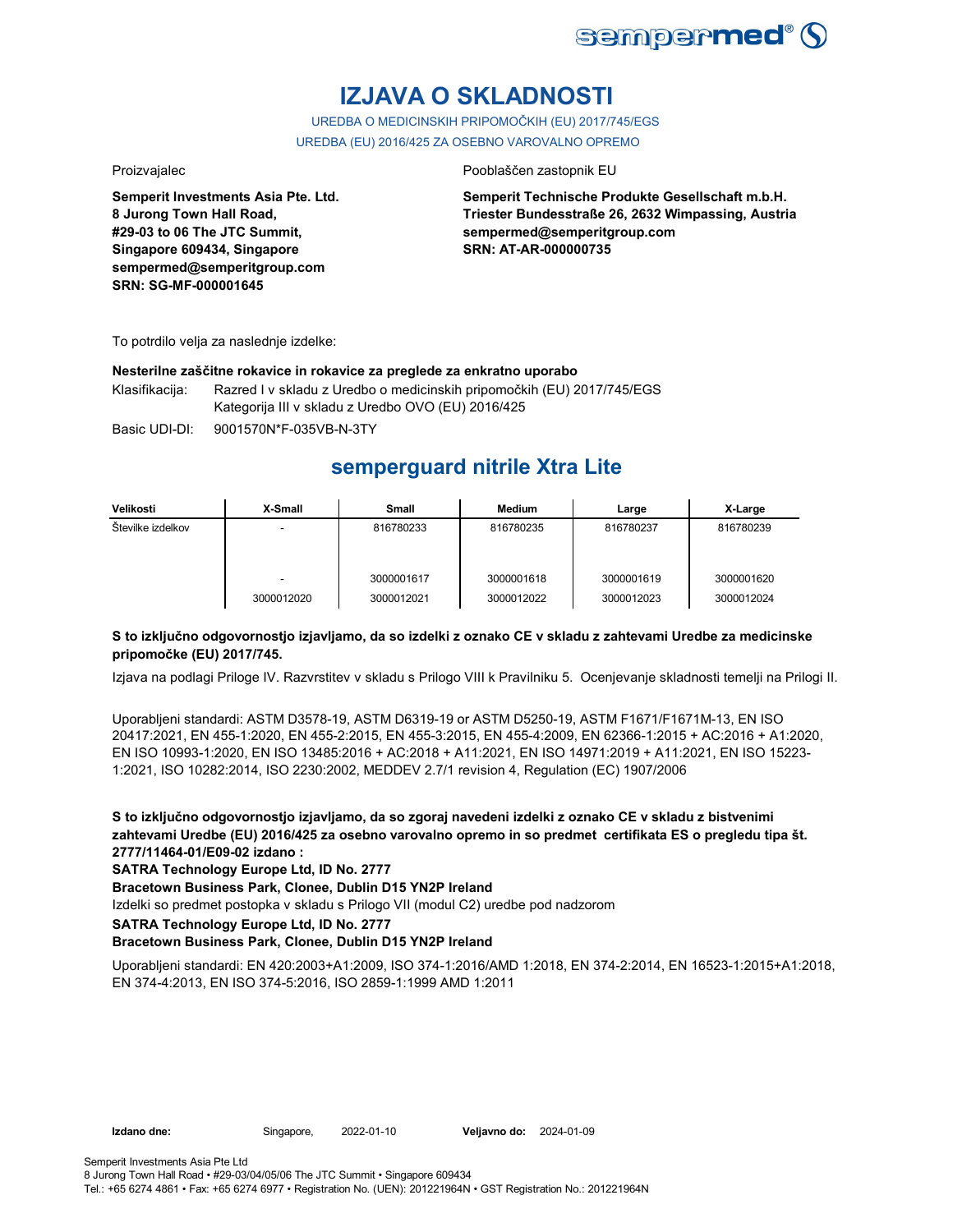# IZJAVA O SKLADNOSTI

UREDBA O MEDICINSKIH PRIPOMOČKIH (EU) 2017/745/EGS

UREDBA (EU) 2016/425 ZA OSEBNO VAROVALNO OPREMO

Proizvajalec

**Semperit Investments Asia Pte. Ltd.**
**8 Jurong Town Hall Road,**
**#29-03 to 06 The JTC Summit,**
**Singapore 609434, Singapore**
**sempermed@semperitgroup.com**
**SRN: SG-MF-000001645**

Pooblaščen zastopnik EU

**Semperit Technische Produkte Gesellschaft m.b.H.**
**Triester Bundesstraße 26, 2632 Wimpassing, Austria**
**sempermed@semperitgroup.com**
**SRN: AT-AR-000000735**

To potrdilo velja za naslednje izdelke:

**Nesterilne zaščitne rokavice in rokavice za preglede za enkratno uporabo**

Klasifikacija: Razred I v skladu z Uredbo o medicinskih pripomočkih (EU) 2017/745/EGS
Kategorija III v skladu z Uredbo OVO (EU) 2016/425

Basic UDI-DI: 9001570N*F-035VB-N-3TY

## semperguard nitrile Xtra Lite

| Velikosti | X-Small | Small | Medium | Large | X-Large |
|---|---|---|---|---|---|
| Številke izdelkov | - | 816780233 | 816780235 | 816780237 | 816780239 |
| | - | 3000001617 | 3000001618 | 3000001619 | 3000001620 |
| | 3000012020 | 3000012021 | 3000012022 | 3000012023 | 3000012024 |

**S to izključno odgovornostjo izjavljamo, da so izdelki z oznako CE v skladu z zahtevami Uredbe za medicinske pripomočke (EU) 2017/745.**

Izjava na podlagi Priloge IV. Razvrstitev v skladu s Prilogo VIII k Pravilniku 5. Ocenjevanje skladnosti temelji na Prilogi II.

Uporabljeni standardi: ASTM D3578-19, ASTM D6319-19 or ASTM D5250-19, ASTM F1671/F1671M-13, EN ISO 20417:2021, EN 455-1:2020, EN 455-2:2015, EN 455-3:2015, EN 455-4:2009, EN 62366-1:2015 + AC:2016 + A1:2020, EN ISO 10993-1:2020, EN ISO 13485:2016 + AC:2018 + A11:2021, EN ISO 14971:2019 + A11:2021, EN ISO 15223-1:2021, ISO 10282:2014, ISO 2230:2002, MEDDEV 2.7/1 revision 4, Regulation (EC) 1907/2006

**S to izključno odgovornostjo izjavljamo, da so zgoraj navedeni izdelki z oznako CE v skladu z bistvenimi zahtevami Uredbe (EU) 2016/425 za osebno varovalno opremo in so predmet certifikata ES o pregledu tipa št. 2777/11464-01/E09-02 izdano :**

**SATRA Technology Europe Ltd, ID No. 2777**

**Bracetown Business Park, Clonee, Dublin D15 YN2P Ireland**

Izdelki so predmet postopka v skladu s Prilogo VII (modul C2) uredbe pod nadzorom

**SATRA Technology Europe Ltd, ID No. 2777**

**Bracetown Business Park, Clonee, Dublin D15 YN2P Ireland**

Uporabljeni standardi: EN 420:2003+A1:2009, ISO 374-1:2016/AMD 1:2018, EN 374-2:2014, EN 16523-1:2015+A1:2018, EN 374-4:2013, EN ISO 374-5:2016, ISO 2859-1:1999 AMD 1:2011

**Izdano dne:** Singapore, 2022-01-10 **Veljavno do:** 2024-01-09

Semperit Investments Asia Pte Ltd
8 Jurong Town Hall Road • #29-03/04/05/06 The JTC Summit • Singapore 609434
Tel.: +65 6274 4861 • Fax: +65 6274 6977 • Registration No. (UEN): 201221964N • GST Registration No.: 201221964N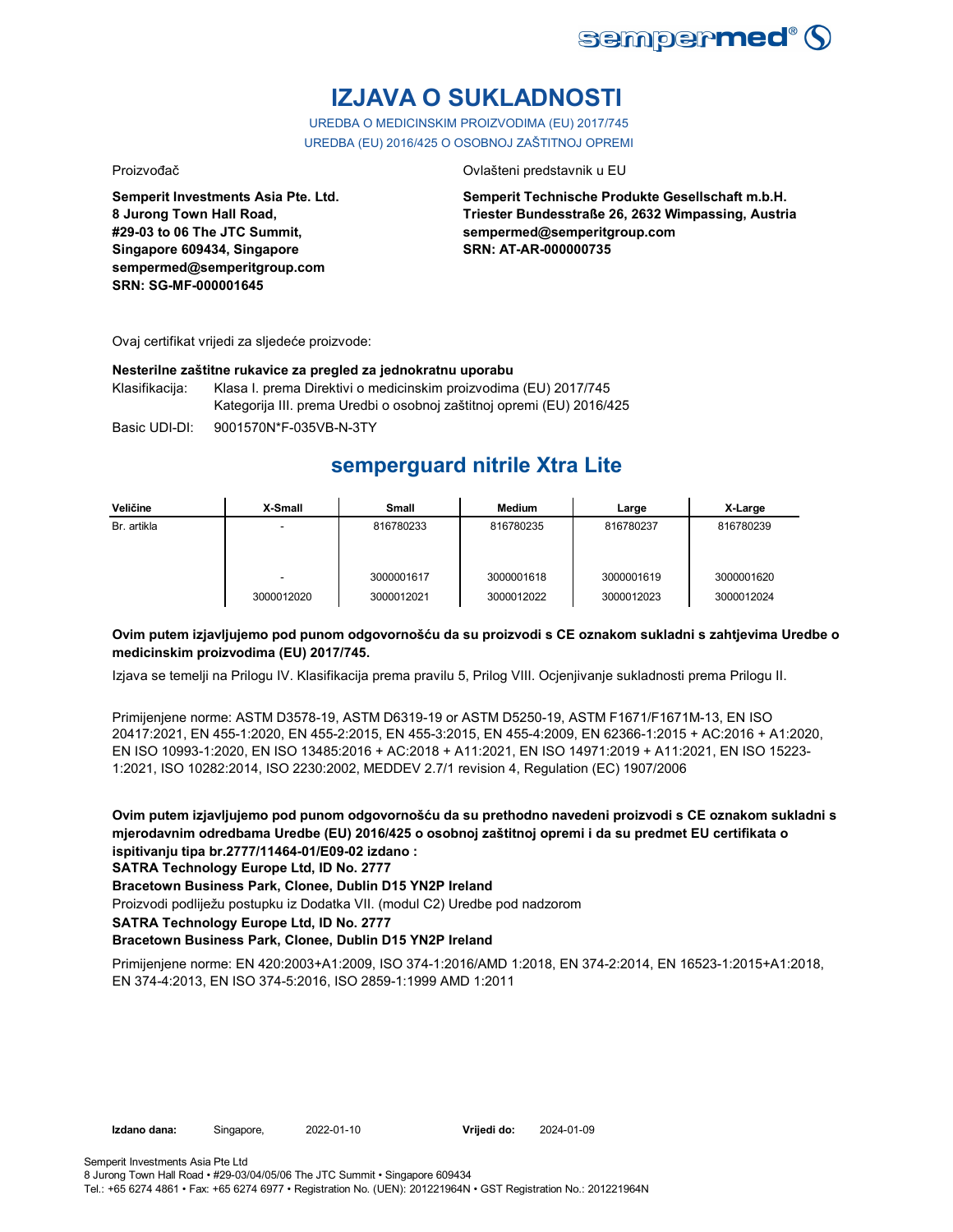# IZJAVA O SUKLADNOSTI

UREDBA O MEDICINSKIM PROIZVODIMA (EU) 2017/745
UREDBA (EU) 2016/425 O OSOBNOJ ZAŠTITNOJ OPREMI

Proizvođač

**Semperit Investments Asia Pte. Ltd.**
**8 Jurong Town Hall Road,**
**#29-03 to 06 The JTC Summit,**
**Singapore 609434, Singapore**
**sempermed@semperitgroup.com**
**SRN: SG-MF-000001645**

Ovlašteni predstavnik u EU

**Semperit Technische Produkte Gesellschaft m.b.H.**
**Triester Bundesstraße 26, 2632 Wimpassing, Austria**
**sempermed@semperitgroup.com**
**SRN: AT-AR-000000735**

Ovaj certifikat vrijedi za sljedeće proizvode:

**Nesterilne zaštitne rukavice za pregled za jednokratnu uporabu**

Klasifikacija: Klasa I. prema Direktivi o medicinskim proizvodima (EU) 2017/745
Kategorija III. prema Uredbi o osobnoj zaštitnoj opremi (EU) 2016/425

Basic UDI-DI: 9001570N*F-035VB-N-3TY

## semperguard nitrile Xtra Lite

| Veličine | X-Small | Small | Medium | Large | X-Large |
|---|---|---|---|---|---|
| Br. artikla | - | 816780233 | 816780235 | 816780237 | 816780239 |
| | - | 3000001617 | 3000001618 | 3000001619 | 3000001620 |
| | 3000012020 | 3000012021 | 3000012022 | 3000012023 | 3000012024 |

**Ovim putem izjavljujemo pod punom odgovornošću da su proizvodi s CE oznakom sukladni s zahtjevima Uredbe o medicinskim proizvodima (EU) 2017/745.**

Izjava se temelji na Prilogu IV. Klasifikacija prema pravilu 5, Prilog VIII. Ocjenjivanje sukladnosti prema Prilogu II.

Primijenjene norme: ASTM D3578-19, ASTM D6319-19 or ASTM D5250-19, ASTM F1671/F1671M-13, EN ISO 20417:2021, EN 455-1:2020, EN 455-2:2015, EN 455-3:2015, EN 455-4:2009, EN 62366-1:2015 + AC:2016 + A1:2020, EN ISO 10993-1:2020, EN ISO 13485:2016 + AC:2018 + A11:2021, EN ISO 14971:2019 + A11:2021, EN ISO 15223-1:2021, ISO 10282:2014, ISO 2230:2002, MEDDEV 2.7/1 revision 4, Regulation (EC) 1907/2006

**Ovim putem izjavljujemo pod punom odgovornošću da su prethodno navedeni proizvodi s CE oznakom sukladni s mjerodavnim odredbama Uredbe (EU) 2016/425 o osobnoj zaštitnoj opremi i da su predmet EU certifikata o ispitivanju tipa br.2777/11464-01/E09-02 izdano :**
**SATRA Technology Europe Ltd, ID No. 2777**
**Bracetown Business Park, Clonee, Dublin D15 YN2P Ireland**
Proizvodi podliježu postupku iz Dodatka VII. (modul C2) Uredbe pod nadzorom
**SATRA Technology Europe Ltd, ID No. 2777**
**Bracetown Business Park, Clonee, Dublin D15 YN2P Ireland**

Primijenjene norme: EN 420:2003+A1:2009, ISO 374-1:2016/AMD 1:2018, EN 374-2:2014, EN 16523-1:2015+A1:2018, EN 374-4:2013, EN ISO 374-5:2016, ISO 2859-1:1999 AMD 1:2011

**Izdano dana:** Singapore, 2022-01-10 **Vrijedi do:** 2024-01-09

Semperit Investments Asia Pte Ltd
8 Jurong Town Hall Road • #29-03/04/05/06 The JTC Summit • Singapore 609434
Tel.: +65 6274 4861 • Fax: +65 6274 6977 • Registration No. (UEN): 201221964N • GST Registration No.: 201221964N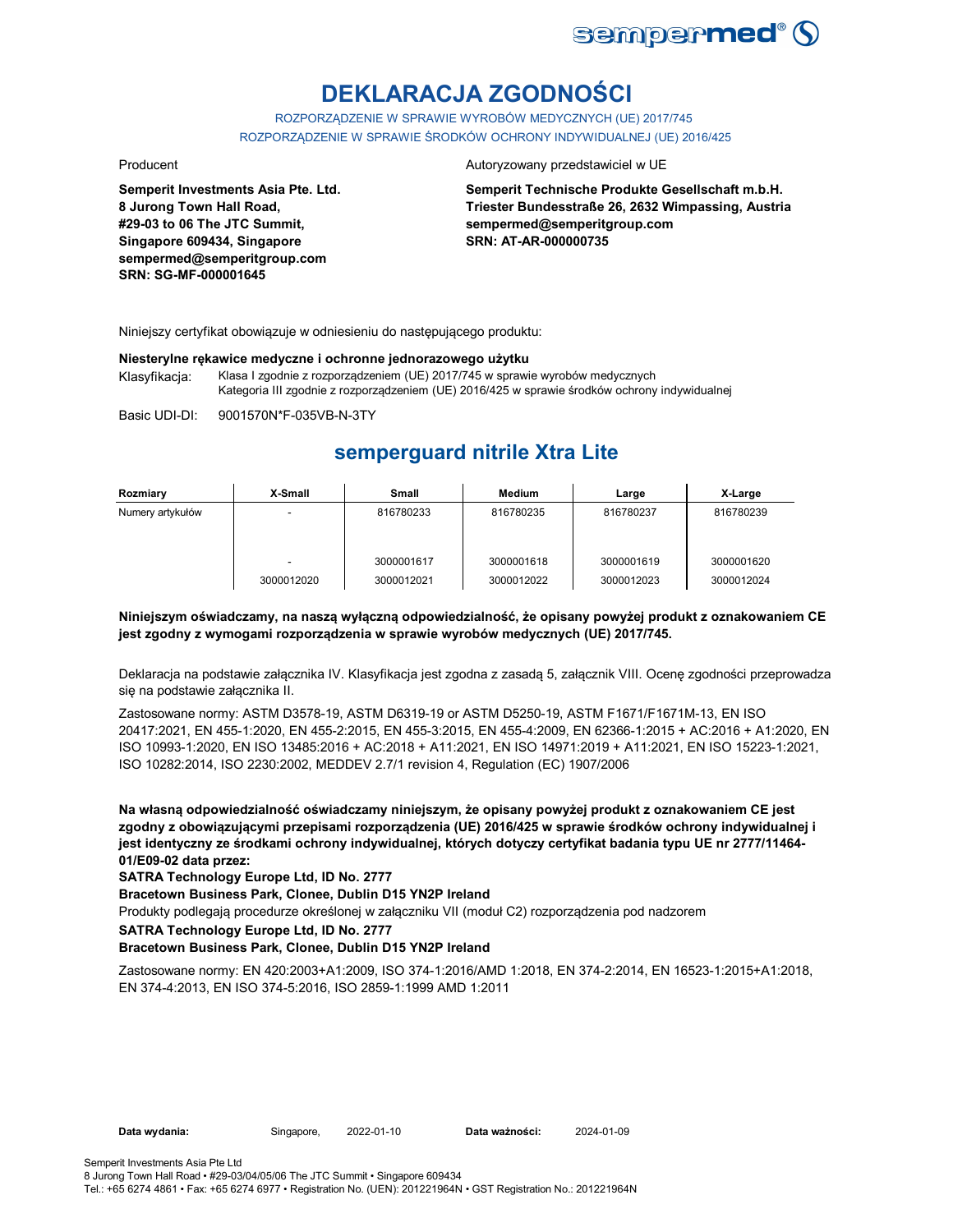# DEKLARACJA ZGODNOŚCI

ROZPORZĄDZENIE W SPRAWIE WYROBÓW MEDYCZNYCH (UE) 2017/745
ROZPORZĄDZENIE W SPRAWIE ŚRODKÓW OCHRONY INDYWIDUALNEJ (UE) 2016/425

Producent

**Semperit Investments Asia Pte. Ltd.**
**8 Jurong Town Hall Road,**
**#29-03 to 06 The JTC Summit,**
**Singapore 609434, Singapore**
**sempermed@semperitgroup.com**
**SRN: SG-MF-000001645**

Autoryzowany przedstawiciel w UE

**Semperit Technische Produkte Gesellschaft m.b.H.**
**Triester Bundesstraße 26, 2632 Wimpassing, Austria**
**sempermed@semperitgroup.com**
**SRN: AT-AR-000000735**

Niniejszy certyfikat obowiązuje w odniesieniu do następującego produktu:

**Niesterylne rękawice medyczne i ochronne jednorazowego użytku**

Klasyfikacja: Klasa I zgodnie z rozporządzeniem (UE) 2017/745 w sprawie wyrobów medycznych
Kategoria III zgodnie z rozporządzeniem (UE) 2016/425 w sprawie środków ochrony indywidualnej

Basic UDI-DI: 9001570N*F-035VB-N-3TY

## semperguard nitrile Xtra Lite

| Rozmiary | X-Small | Small | Medium | Large | X-Large |
|---|---|---|---|---|---|
| Numery artykułów | - | 816780233 | 816780235 | 816780237 | 816780239 |
| | - | 3000001617 | 3000001618 | 3000001619 | 3000001620 |
| | 3000012020 | 3000012021 | 3000012022 | 3000012023 | 3000012024 |

**Niniejszym oświadczamy, na naszą wyłączną odpowiedzialność, że opisany powyżej produkt z oznakowaniem CE jest zgodny z wymogami rozporządzenia w sprawie wyrobów medycznych (UE) 2017/745.**

Deklaracja na podstawie załącznika IV. Klasyfikacja jest zgodna z zasadą 5, załącznik VIII. Ocenę zgodności przeprowadza się na podstawie załącznika II.

Zastosowane normy: ASTM D3578-19, ASTM D6319-19 or ASTM D5250-19, ASTM F1671/F1671M-13, EN ISO 20417:2021, EN 455-1:2020, EN 455-2:2015, EN 455-3:2015, EN 455-4:2009, EN 62366-1:2015 + AC:2016 + A1:2020, EN ISO 10993-1:2020, EN ISO 13485:2016 + AC:2018 + A11:2021, EN ISO 14971:2019 + A11:2021, EN ISO 15223-1:2021, ISO 10282:2014, ISO 2230:2002, MEDDEV 2.7/1 revision 4, Regulation (EC) 1907/2006

**Na własną odpowiedzialność oświadczamy niniejszym, że opisany powyżej produkt z oznakowaniem CE jest zgodny z obowiązującymi przepisami rozporządzenia (UE) 2016/425 w sprawie środków ochrony indywidualnej i jest identyczny ze środkami ochrony indywidualnej, których dotyczy certyfikat badania typu UE nr 2777/11464-01/E09-02 data przez:**

**SATRA Technology Europe Ltd, ID No. 2777**

**Bracetown Business Park, Clonee, Dublin D15 YN2P Ireland**

Produkty podlegają procedurze określonej w załączniku VII (moduł C2) rozporządzenia pod nadzorem

**SATRA Technology Europe Ltd, ID No. 2777**

**Bracetown Business Park, Clonee, Dublin D15 YN2P Ireland**

Zastosowane normy: EN 420:2003+A1:2009, ISO 374-1:2016/AMD 1:2018, EN 374-2:2014, EN 16523-1:2015+A1:2018, EN 374-4:2013, EN ISO 374-5:2016, ISO 2859-1:1999 AMD 1:2011

**Data wydania:** Singapore, 2022-01-10 **Data ważności:** 2024-01-09

Semperit Investments Asia Pte Ltd
8 Jurong Town Hall Road • #29-03/04/05/06 The JTC Summit • Singapore 609434
Tel.: +65 6274 4861 • Fax: +65 6274 6977 • Registration No. (UEN): 201221964N • GST Registration No.: 201221964N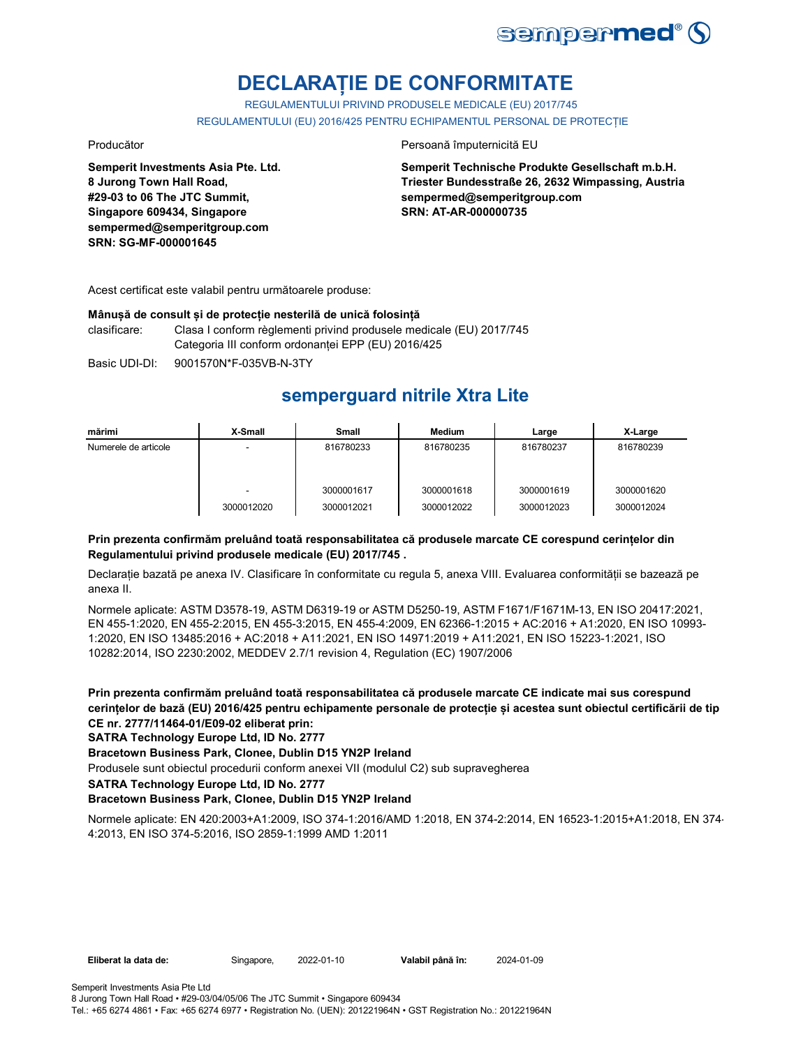# DECLARAȚIE DE CONFORMITATE

REGULAMENTULUI PRIVIND PRODUSELE MEDICALE (EU) 2017/745

REGULAMENTULUI (EU) 2016/425 PENTRU ECHIPAMENTUL PERSONAL DE PROTECȚIE

Producător

**Semperit Investments Asia Pte. Ltd.**
**8 Jurong Town Hall Road,**
**#29-03 to 06 The JTC Summit,**
**Singapore 609434, Singapore**
**sempermed@semperitgroup.com**
**SRN: SG-MF-000001645**

Persoană împuternicită EU

**Semperit Technische Produkte Gesellschaft m.b.H.**
**Triester Bundesstraße 26, 2632 Wimpassing, Austria**
**sempermed@semperitgroup.com**
**SRN: AT-AR-000000735**

Acest certificat este valabil pentru următoarele produse:

**Mânușă de consult și de protecție nesterilă de unică folosință**

clasificare: Clasa I conform règlementi privind produsele medicale (EU) 2017/745
Categoria III conform ordonanței EPP (EU) 2016/425

Basic UDI-DI: 9001570N*F-035VB-N-3TY

## semperguard nitrile Xtra Lite

| mărimi | X-Small | Small | Medium | Large | X-Large |
|---|---|---|---|---|---|
| Numerele de articole | - | 816780233 | 816780235 | 816780237 | 816780239 |
| | - | 3000001617 | 3000001618 | 3000001619 | 3000001620 |
| | 3000012020 | 3000012021 | 3000012022 | 3000012023 | 3000012024 |

**Prin prezenta confirmăm preluând toată responsabilitatea că produsele marcate CE corespund cerințelor din Regulamentului privind produsele medicale (EU) 2017/745 .**

Declarație bazată pe anexa IV. Clasificare în conformitate cu regula 5, anexa VIII. Evaluarea conformității se bazează pe anexa II.

Normele aplicate: ASTM D3578-19, ASTM D6319-19 or ASTM D5250-19, ASTM F1671/F1671M-13, EN ISO 20417:2021, EN 455-1:2020, EN 455-2:2015, EN 455-3:2015, EN 455-4:2009, EN 62366-1:2015 + AC:2016 + A1:2020, EN ISO 10993-1:2020, EN ISO 13485:2016 + AC:2018 + A11:2021, EN ISO 14971:2019 + A11:2021, EN ISO 15223-1:2021, ISO 10282:2014, ISO 2230:2002, MEDDEV 2.7/1 revision 4, Regulation (EC) 1907/2006

**Prin prezenta confirmăm preluând toată responsabilitatea că produsele marcate CE indicate mai sus corespund cerințelor de bază (EU) 2016/425 pentru echipamente personale de protecție și acestea sunt obiectul certificării de tip CE nr. 2777/11464-01/E09-02 eliberat prin:**

**SATRA Technology Europe Ltd, ID No. 2777**

**Bracetown Business Park, Clonee, Dublin D15 YN2P Ireland**

Produsele sunt obiectul procedurii conform anexei VII (modulul C2) sub supravegherea

**SATRA Technology Europe Ltd, ID No. 2777**

**Bracetown Business Park, Clonee, Dublin D15 YN2P Ireland**

Normele aplicate: EN 420:2003+A1:2009, ISO 374-1:2016/AMD 1:2018, EN 374-2:2014, EN 16523-1:2015+A1:2018, EN 374-4:2013, EN ISO 374-5:2016, ISO 2859-1:1999 AMD 1:2011

**Eliberat la data de:** Singapore, 2022-01-10 **Valabil până în:** 2024-01-09

Semperit Investments Asia Pte Ltd
8 Jurong Town Hall Road • #29-03/04/05/06 The JTC Summit • Singapore 609434
Tel.: +65 6274 4861 • Fax: +65 6274 6977 • Registration No. (UEN): 201221964N • GST Registration No.: 201221964N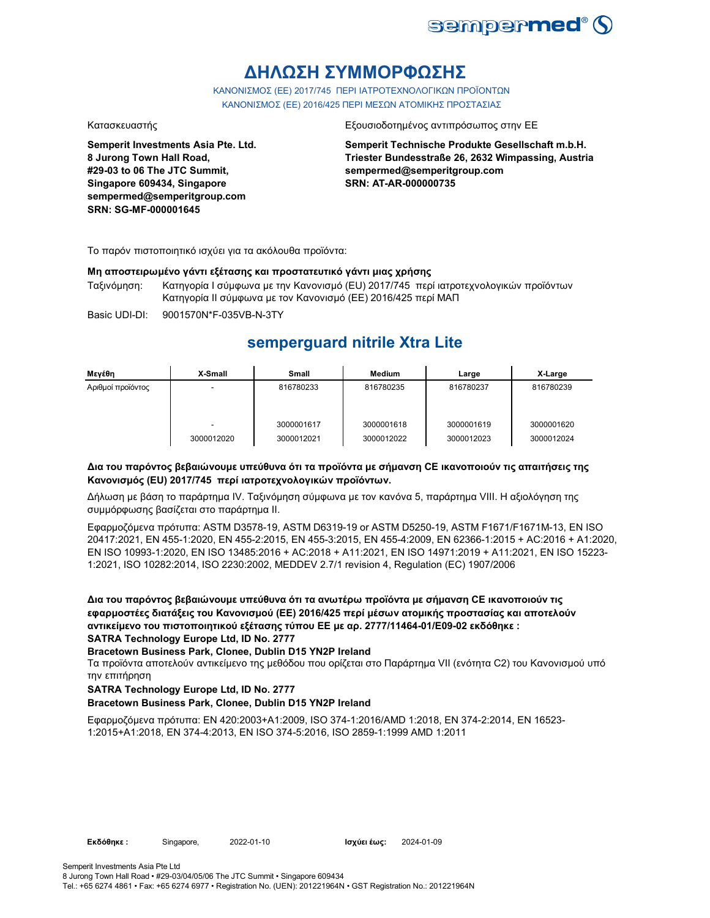# ΔΗΛΩΣΗ ΣΥΜΜΟΡΦΩΣΗΣ

ΚΑΝΟΝΙΣΜΟΣ (ΕΕ) 2017/745 ΠΕΡΙ ΙΑΤΡΟΤΕΧΝΟΛΟΓΙΚΩΝ ΠΡΟΪΟΝΤΩΝ
ΚΑΝΟΝΙΣΜΟΣ (ΕΕ) 2016/425 ΠΕΡΙ ΜΕΣΩΝ ΑΤΟΜΙΚΗΣ ΠΡΟΣΤΑΣΙΑΣ

Κατασκευαστής

**Semperit Investments Asia Pte. Ltd.**
**8 Jurong Town Hall Road,**
**#29-03 to 06 The JTC Summit,**
**Singapore 609434, Singapore**
**sempermed@semperitgroup.com**
**SRN: SG-MF-000001645**

Εξουσιοδοτημένος αντιπρόσωπος στην ΕΕ

**Semperit Technische Produkte Gesellschaft m.b.H.**
**Triester Bundesstraße 26, 2632 Wimpassing, Austria**
**sempermed@semperitgroup.com**
**SRN: AT-AR-000000735**

Το παρόν πιστοποιητικό ισχύει για τα ακόλουθα προϊόντα:

**Μη αποστειρωμένο γάντι εξέτασης και προστατευτικό γάντι μιας χρήσης**

Ταξινόμηση: Κατηγορία I σύμφωνα με την Κανονισμό (EU) 2017/745 περί ιατροτεχνολογικών προϊόντων
Κατηγορία II σύμφωνα με τον Κανονισμό (ΕΕ) 2016/425 περί ΜΑΠ

Basic UDI-DI: 9001570N*F-035VB-N-3TY

## semperguard nitrile Xtra Lite

| Μεγέθη | X-Small | Small | Medium | Large | X-Large |
|---|---|---|---|---|---|
| Αριθμοί προϊόντος | - | 816780233 | 816780235 | 816780237 | 816780239 |
| | - | 3000001617 | 3000001618 | 3000001619 | 3000001620 |
| | 3000012020 | 3000012021 | 3000012022 | 3000012023 | 3000012024 |

**Δια του παρόντος βεβαιώνουμε υπεύθυνα ότι τα προϊόντα με σήμανση CE ικανοποιούν τις απαιτήσεις της Κανονισμός (EU) 2017/745 περί ιατροτεχνολογικών προϊόντων.**

Δήλωση με βάση το παράρτημα IV. Ταξινόμηση σύμφωνα με τον κανόνα 5, παράρτημα VIII. Η αξιολόγηση της συμμόρφωσης βασίζεται στο παράρτημα II.

Εφαρμοζόμενα πρότυπα: ASTM D3578-19, ASTM D6319-19 or ASTM D5250-19, ASTM F1671/F1671M-13, EN ISO 20417:2021, EN 455-1:2020, EN 455-2:2015, EN 455-3:2015, EN 455-4:2009, EN 62366-1:2015 + AC:2016 + A1:2020, EN ISO 10993-1:2020, EN ISO 13485:2016 + AC:2018 + A11:2021, EN ISO 14971:2019 + A11:2021, EN ISO 15223-1:2021, ISO 10282:2014, ISO 2230:2002, MEDDEV 2.7/1 revision 4, Regulation (EC) 1907/2006

**Δια του παρόντος βεβαιώνουμε υπεύθυνα ότι τα ανωτέρω προϊόντα με σήμανση CE ικανοποιούν τις εφαρμοστέες διατάξεις του Κανονισμού (ΕΕ) 2016/425 περί μέσων ατομικής προστασίας και αποτελούν αντικείμενο του πιστοποιητικού εξέτασης τύπου ΕΕ με αρ. 2777/11464-01/E09-02 εκδόθηκε :**
**SATRA Technology Europe Ltd, ID No. 2777**
**Bracetown Business Park, Clonee, Dublin D15 YN2P Ireland**

Τα προϊόντα αποτελούν αντικείμενο της μεθόδου που ορίζεται στο Παράρτημα VII (ενότητα C2) του Κανονισμού υπό την επιτήρηση

**SATRA Technology Europe Ltd, ID No. 2777**
**Bracetown Business Park, Clonee, Dublin D15 YN2P Ireland**

Εφαρμοζόμενα πρότυπα: EN 420:2003+A1:2009, ISO 374-1:2016/AMD 1:2018, EN 374-2:2014, EN 16523-1:2015+A1:2018, EN 374-4:2013, EN ISO 374-5:2016, ISO 2859-1:1999 AMD 1:2011

**Εκδόθηκε :** Singapore, 2022-01-10 **Ισχύει έως:** 2024-01-09

Semperit Investments Asia Pte Ltd
8 Jurong Town Hall Road • #29-03/04/05/06 The JTC Summit • Singapore 609434
Tel.: +65 6274 4861 • Fax: +65 6274 6977 • Registration No. (UEN): 201221964N • GST Registration No.: 201221964N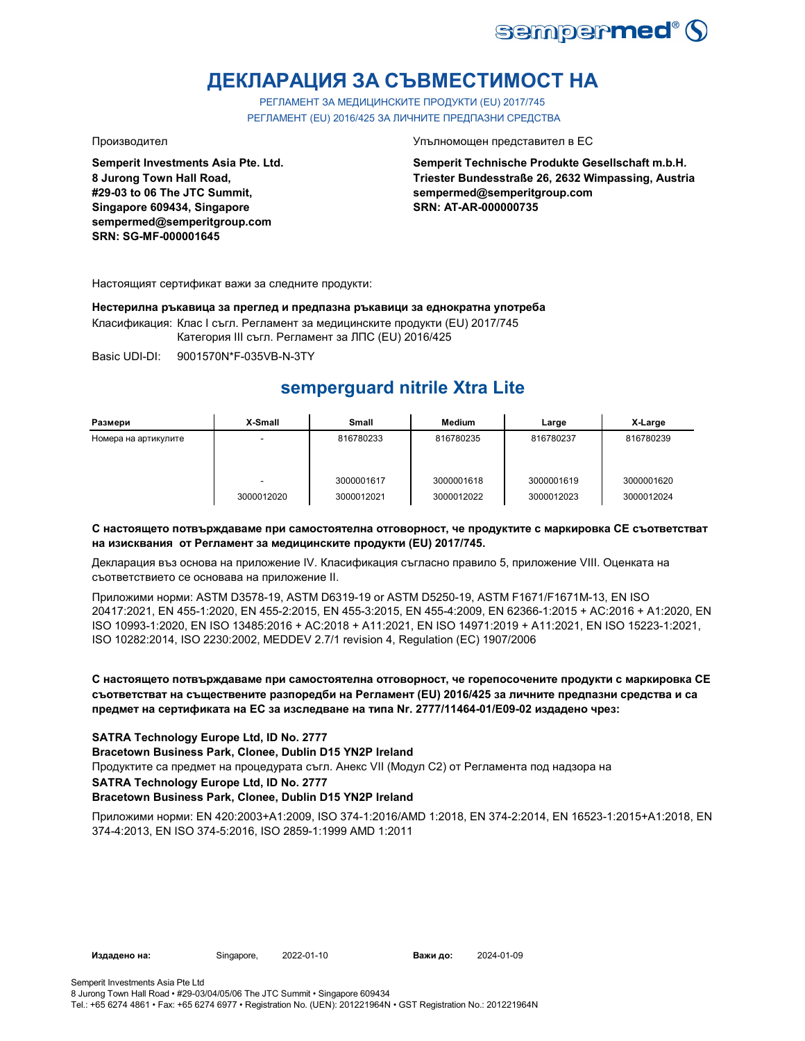# ДЕКЛАРАЦИЯ ЗА СЪВМЕСТИМОСТ НА

РЕГЛАМЕНТ ЗА МЕДИЦИНСКИТЕ ПРОДУКТИ (EU) 2017/745
РЕГЛАМЕНТ (EU) 2016/425 ЗА ЛИЧНИТЕ ПРЕДПАЗНИ СРЕДСТВА

Производител

**Semperit Investments Asia Pte. Ltd.**
**8 Jurong Town Hall Road,**
**#29-03 to 06 The JTC Summit,**
**Singapore 609434, Singapore**
**sempermed@semperitgroup.com**
**SRN: SG-MF-000001645**

Упълномощен представител в ЕС

**Semperit Technische Produkte Gesellschaft m.b.H.**
**Triester Bundesstraße 26, 2632 Wimpassing, Austria**
**sempermed@semperitgroup.com**
**SRN: AT-AR-000000735**

Настоящият сертификат важи за следните продукти:

**Нестерилна ръкавица за преглед и предпазна ръкавици за еднократна употреба**

Класификация: Клас I съгл. Регламент за медицинските продукти (EU) 2017/745
Категория III съгл. Регламент за ЛПС (EU) 2016/425

Basic UDI-DI: 9001570N*F-035VB-N-3TY

## semperguard nitrile Xtra Lite

| Размери | X-Small | Small | Medium | Large | X-Large |
|---|---|---|---|---|---|
| Номера на артикулите | - | 816780233 | 816780235 | 816780237 | 816780239 |
| | - | 3000001617 | 3000001618 | 3000001619 | 3000001620 |
| | 3000012020 | 3000012021 | 3000012022 | 3000012023 | 3000012024 |

**С настоящето потвърждаваме при самостоятелна отговорност, че продуктите с маркировка СЕ съответстват на изисквания от Регламент за медицинските продукти (EU) 2017/745.**

Декларация въз основа на приложение IV. Класификация съгласно правило 5, приложение VIII. Оценката на съответствието се основава на приложение II.

Приложими норми: ASTM D3578-19, ASTM D6319-19 or ASTM D5250-19, ASTM F1671/F1671M-13, EN ISO 20417:2021, EN 455-1:2020, EN 455-2:2015, EN 455-3:2015, EN 455-4:2009, EN 62366-1:2015 + AC:2016 + A1:2020, EN ISO 10993-1:2020, EN ISO 13485:2016 + AC:2018 + A11:2021, EN ISO 14971:2019 + A11:2021, EN ISO 15223-1:2021, ISO 10282:2014, ISO 2230:2002, MEDDEV 2.7/1 revision 4, Regulation (EC) 1907/2006

**С настоящето потвърждаваме при самостоятелна отговорност, че горепосочените продукти с маркировка СЕ съответстват на съществените разпоредби на Регламент (EU) 2016/425 за личните предпазни средства и са предмет на сертификата на ЕС за изследване на типа Nr. 2777/11464-01/E09-02 издадено чрез:**

**SATRA Technology Europe Ltd, ID No. 2777**
**Bracetown Business Park, Clonee, Dublin D15 YN2P Ireland**
Продуктите са предмет на процедурата съгл. Анекс VII (Модул C2) от Регламента под надзора на
**SATRA Technology Europe Ltd, ID No. 2777**
**Bracetown Business Park, Clonee, Dublin D15 YN2P Ireland**

Приложими норми: EN 420:2003+A1:2009, ISO 374-1:2016/AMD 1:2018, EN 374-2:2014, EN 16523-1:2015+A1:2018, EN 374-4:2013, EN ISO 374-5:2016, ISO 2859-1:1999 AMD 1:2011

**Издадено на:** Singapore, 2022-01-10 **Важи до:** 2024-01-09

Semperit Investments Asia Pte Ltd
8 Jurong Town Hall Road • #29-03/04/05/06 The JTC Summit • Singapore 609434
Tel.: +65 6274 4861 • Fax: +65 6274 6977 • Registration No. (UEN): 201221964N • GST Registration No.: 201221964N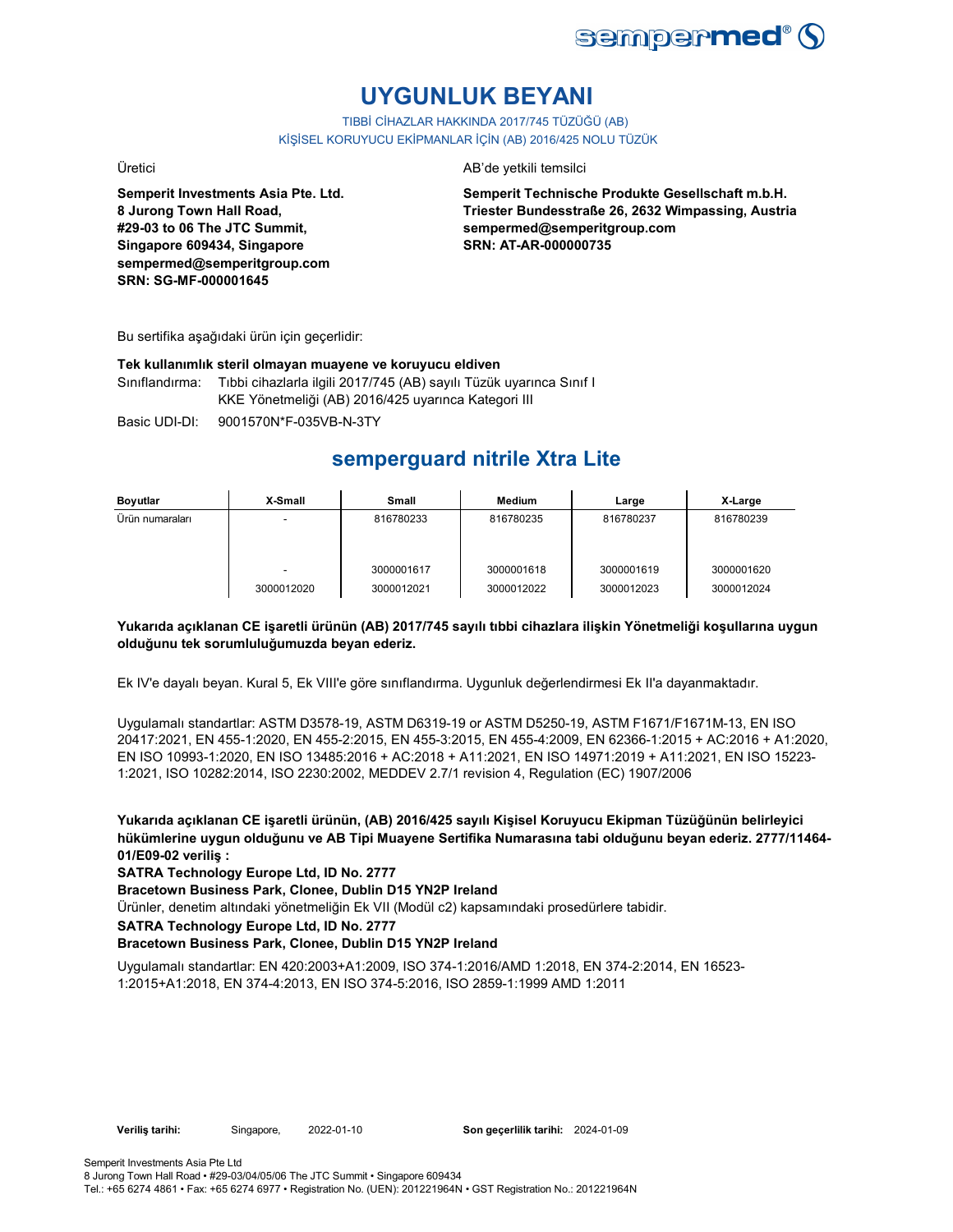# UYGUNLUK BEYANI

TIBBİ CİHAZLAR HAKKINDA 2017/745 TÜZÜĞÜ (AB)
KİŞİSEL KORUYUCU EKİPMANLAR İÇİN (AB) 2016/425 NOLU TÜZÜK

Üretici

**Semperit Investments Asia Pte. Ltd.**
**8 Jurong Town Hall Road,**
**#29-03 to 06 The JTC Summit,**
**Singapore 609434, Singapore**
**sempermed@semperitgroup.com**
**SRN: SG-MF-000001645**

AB'de yetkili temsilci

**Semperit Technische Produkte Gesellschaft m.b.H.**
**Triester Bundesstraße 26, 2632 Wimpassing, Austria**
**sempermed@semperitgroup.com**
**SRN: AT-AR-000000735**

Bu sertifika aşağıdaki ürün için geçerlidir:

**Tek kullanımlık steril olmayan muayene ve koruyucu eldiven**

Sınıflandırma: Tıbbi cihazlarla ilgili 2017/745 (AB) sayılı Tüzük uyarınca Sınıf I
KKE Yönetmeliği (AB) 2016/425 uyarınca Kategori III

Basic UDI-DI: 9001570N*F-035VB-N-3TY

## semperguard nitrile Xtra Lite

| Boyutlar | X-Small | Small | Medium | Large | X-Large |
|---|---|---|---|---|---|
| Ürün numaraları | - | 816780233 | 816780235 | 816780237 | 816780239 |
| | - | 3000001617 | 3000001618 | 3000001619 | 3000001620 |
| | 3000012020 | 3000012021 | 3000012022 | 3000012023 | 3000012024 |

**Yukarıda açıklanan CE işaretli ürünün (AB) 2017/745 sayılı tıbbi cihazlara ilişkin Yönetmeliği koşullarına uygun olduğunu tek sorumluluğumuzda beyan ederiz.**

Ek IV'e dayalı beyan. Kural 5, Ek VIII'e göre sınıflandırma. Uygunluk değerlendirmesi Ek II'a dayanmaktadır.

Uygulamalı standartlar: ASTM D3578-19, ASTM D6319-19 or ASTM D5250-19, ASTM F1671/F1671M-13, EN ISO 20417:2021, EN 455-1:2020, EN 455-2:2015, EN 455-3:2015, EN 455-4:2009, EN 62366-1:2015 + AC:2016 + A1:2020, EN ISO 10993-1:2020, EN ISO 13485:2016 + AC:2018 + A11:2021, EN ISO 14971:2019 + A11:2021, EN ISO 15223-1:2021, ISO 10282:2014, ISO 2230:2002, MEDDEV 2.7/1 revision 4, Regulation (EC) 1907/2006

**Yukarıda açıklanan CE işaretli ürünün, (AB) 2016/425 sayılı Kişisel Koruyucu Ekipman Tüzüğünün belirleyici hükümlerine uygun olduğunu ve AB Tipi Muayene Sertifika Numarasına tabi olduğunu beyan ederiz. 2777/11464-01/E09-02 veriliş :**

**SATRA Technology Europe Ltd, ID No. 2777**

**Bracetown Business Park, Clonee, Dublin D15 YN2P Ireland**

Ürünler, denetim altındaki yönetmeliğin Ek VII (Modül c2) kapsamındaki prosedürlere tabidir.

**SATRA Technology Europe Ltd, ID No. 2777**

**Bracetown Business Park, Clonee, Dublin D15 YN2P Ireland**

Uygulamalı standartlar: EN 420:2003+A1:2009, ISO 374-1:2016/AMD 1:2018, EN 374-2:2014, EN 16523-1:2015+A1:2018, EN 374-4:2013, EN ISO 374-5:2016, ISO 2859-1:1999 AMD 1:2011

**Veriliş tarihi:** Singapore, 2022-01-10 **Son geçerlilik tarihi:** 2024-01-09

Semperit Investments Asia Pte Ltd
8 Jurong Town Hall Road • #29-03/04/05/06 The JTC Summit • Singapore 609434
Tel.: +65 6274 4861 • Fax: +65 6274 6977 • Registration No. (UEN): 201221964N • GST Registration No.: 201221964N